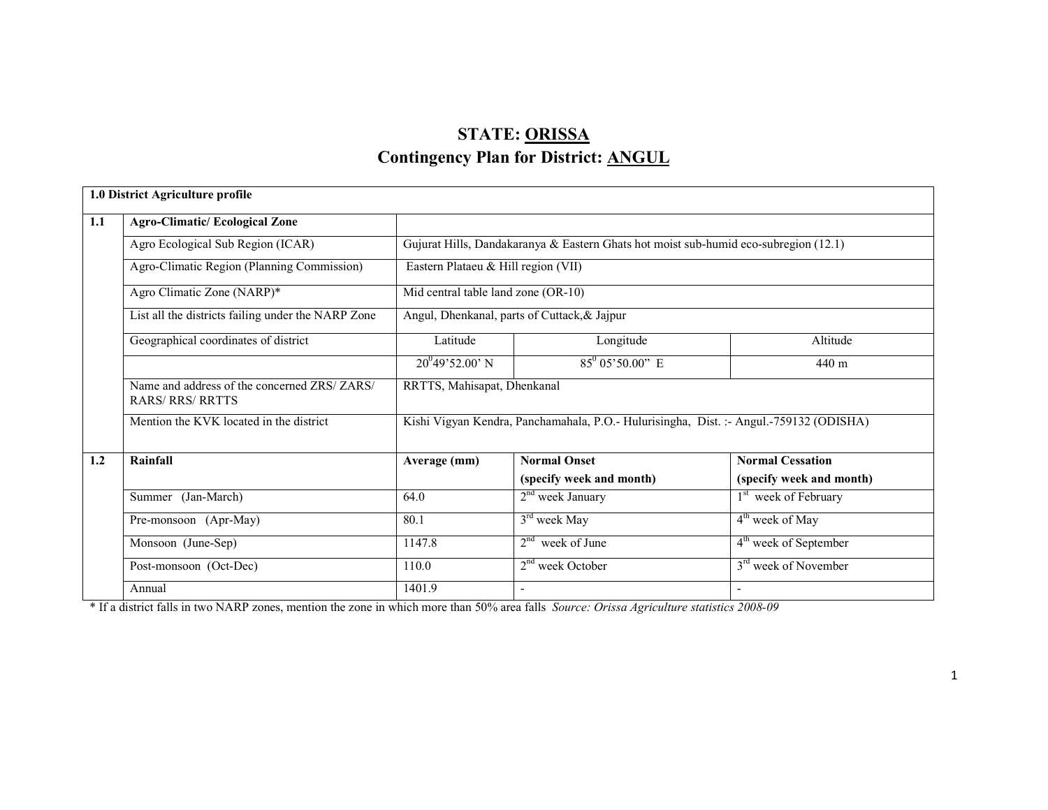# STATE: ORISSA
## Contingency Plan for District: ANGUL

| 1.0 District Agriculture profile | | | | |
|---|---|---|---|---|
| **1.1** | **Agro-Climatic/ Ecological Zone** | | | |
| | Agro Ecological Sub Region (ICAR) | Gujurat Hills, Dandakaranya & Eastern Ghats hot moist sub-humid eco-subregion (12.1) | | |
| | Agro-Climatic Region (Planning Commission) | Eastern Plataeu & Hill region (VII) | | |
| | Agro Climatic Zone (NARP)* | Mid central table land zone (OR-10) | | |
| | List all the districts failing under the NARP Zone | Angul, Dhenkanal, parts of Cuttack,& Jajpur | | |
| | Geographical coordinates of district | Latitude | Longitude | Altitude |
| | | $20^0$49'52.00' N | $85^0$ 05'50.00" E | 440 m |
| | Name and address of the concerned ZRS/ ZARS/ RARS/ RRS/ RRTTS | RRTTS, Mahisapat, Dhenkanal | | |
| | Mention the KVK located in the district | Kishi Vigyan Kendra, Panchamahala, P.O.- Hulurisingha, Dist. :- Angul.-759132 (ODISHA) | | |
| **1.2** | **Rainfall** | **Average (mm)** | **Normal Onset (specify week and month)** | **Normal Cessation (specify week and month)** |
| | Summer (Jan-March) | 64.0 | 2nd week January | 1st week of February |
| | Pre-monsoon (Apr-May) | 80.1 | 3rd week May | 4th week of May |
| | Monsoon (June-Sep) | 1147.8 | 2nd week of June | 4th week of September |
| | Post-monsoon (Oct-Dec) | 110.0 | 2nd week October | 3rd week of November |
| | Annual | 1401.9 | - | - |

\* If a district falls in two NARP zones, mention the zone in which more than 50% area falls *Source: Orissa Agriculture statistics 2008-09*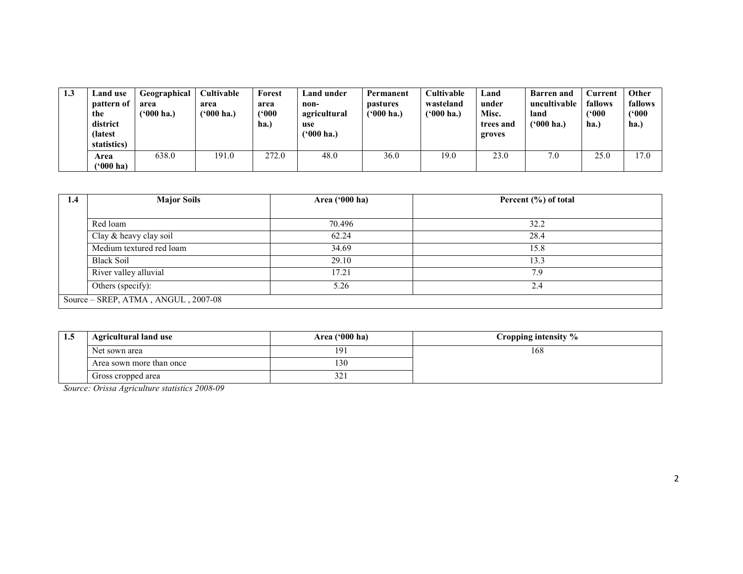| 1.3 | Land use pattern of the district (latest statistics) | Geographical area ('000 ha.) | Cultivable area ('000 ha.) | Forest area ('000 ha.) | Land under non-agricultural use ('000 ha.) | Permanent pastures ('000 ha.) | Cultivable wasteland ('000 ha.) | Land under Misc. trees and groves | Barren and uncultivable land ('000 ha.) | Current fallows ('000 ha.) | Other fallows ('000 ha.) |
|---|---|---|---|---|---|---|---|---|---|---|---|
| | Area ('000 ha) | 638.0 | 191.0 | 272.0 | 48.0 | 36.0 | 19.0 | 23.0 | 7.0 | 25.0 | 17.0 |

| 1.4 | Major Soils | Area ('000 ha) | Percent (%) of total |
|---|---|---|---|
| | Red loam | 70.496 | 32.2 |
| | Clay & heavy clay soil | 62.24 | 28.4 |
| | Medium textured red loam | 34.69 | 15.8 |
| | Black Soil | 29.10 | 13.3 |
| | River valley alluvial | 17.21 | 7.9 |
| | Others (specify): | 5.26 | 2.4 |
| Source – SREP, ATMA , ANGUL , 2007-08 | | | |

| 1.5 | Agricultural land use | Area ('000 ha) | Cropping intensity % |
|---|---|---|---|
| | Net sown area | 191 | 168 |
| | Area sown more than once | 130 | |
| | Gross cropped area | 321 | |

*Source: Orissa Agriculture statistics 2008-09*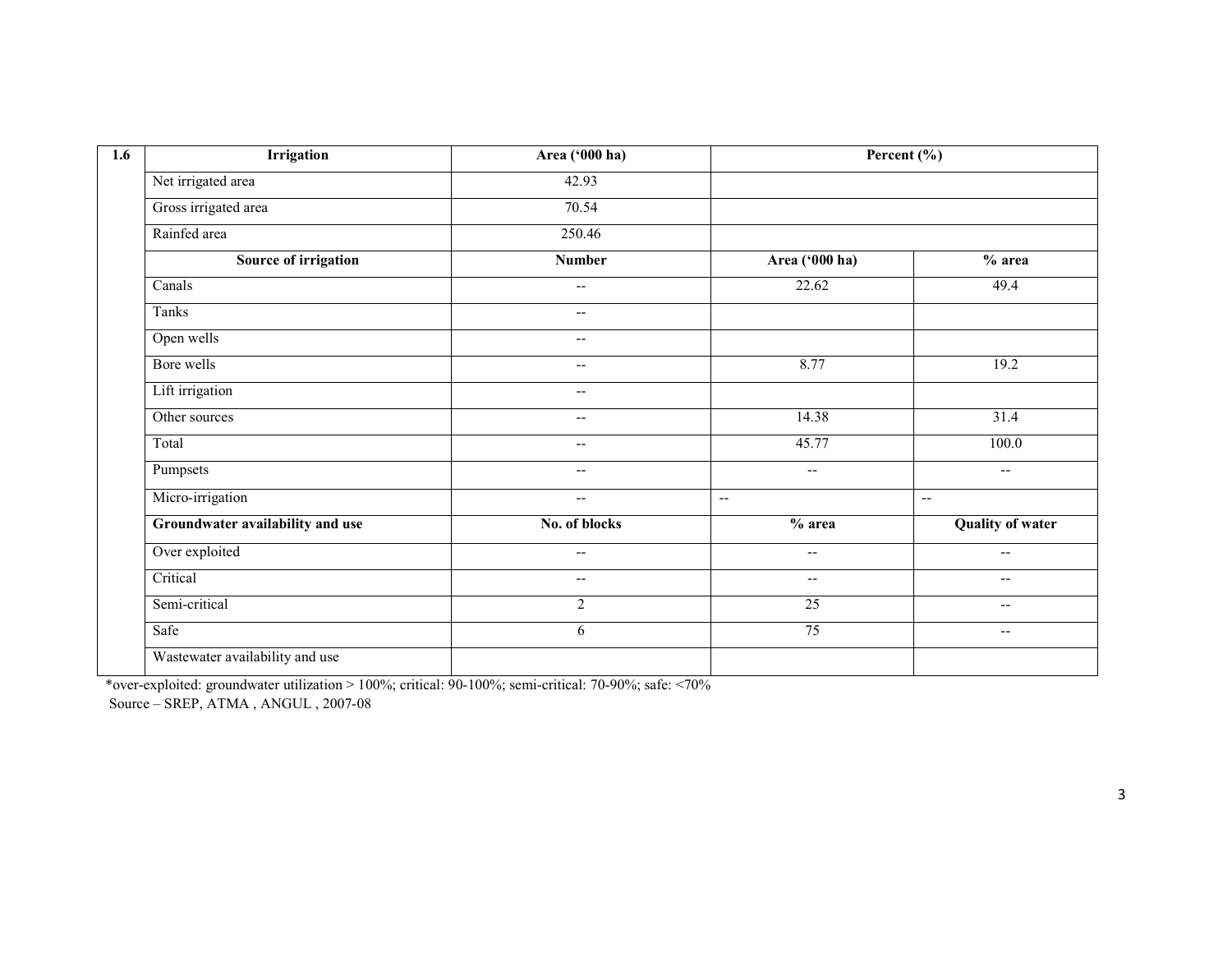| 1.6 | Irrigation | Area ('000 ha) | Percent (%) | |
|---|---|---|---|---|
| | Net irrigated area | 42.93 | | |
| | Gross irrigated area | 70.54 | | |
| | Rainfed area | 250.46 | | |
| | **Source of irrigation** | **Number** | **Area ('000 ha)** | **% area** |
| | Canals | -- | 22.62 | 49.4 |
| | Tanks | -- | | |
| | Open wells | -- | | |
| | Bore wells | -- | 8.77 | 19.2 |
| | Lift irrigation | -- | | |
| | Other sources | -- | 14.38 | 31.4 |
| | Total | -- | 45.77 | 100.0 |
| | Pumpsets | -- | -- | -- |
| | Micro-irrigation | -- | -- | -- |
| | **Groundwater availability and use** | **No. of blocks** | **% area** | **Quality of water** |
| | Over exploited | -- | -- | -- |
| | Critical | -- | -- | -- |
| | Semi-critical | 2 | 25 | -- |
| | Safe | 6 | 75 | -- |
| | Wastewater availability and use | | | |

*over-exploited: groundwater utilization > 100%; critical: 90-100%; semi-critical: 70-90%; safe: <70%

Source – SREP, ATMA , ANGUL , 2007-08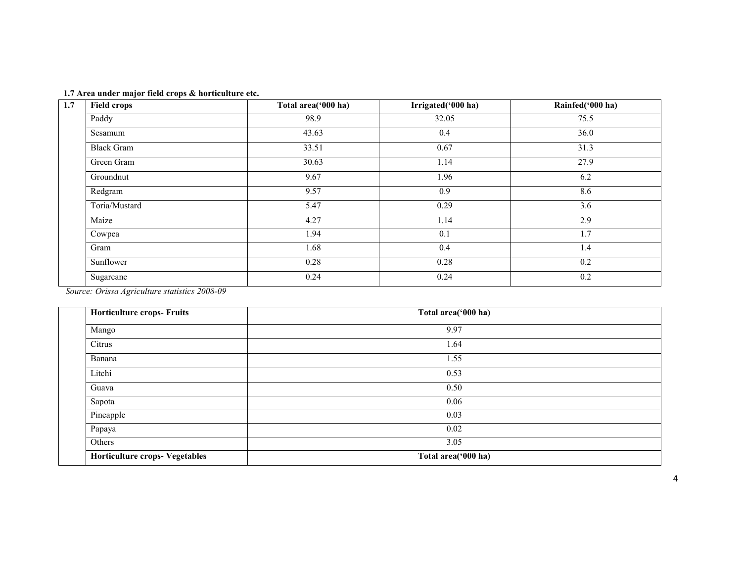**1.7 Area under major field crops & horticulture etc.**

| 1.7 | Field crops | Total area('000 ha) | Irrigated('000 ha) | Rainfed('000 ha) |
|---|---|---|---|---|
| | Paddy | 98.9 | 32.05 | 75.5 |
| | Sesamum | 43.63 | 0.4 | 36.0 |
| | Black Gram | 33.51 | 0.67 | 31.3 |
| | Green Gram | 30.63 | 1.14 | 27.9 |
| | Groundnut | 9.67 | 1.96 | 6.2 |
| | Redgram | 9.57 | 0.9 | 8.6 |
| | Toria/Mustard | 5.47 | 0.29 | 3.6 |
| | Maize | 4.27 | 1.14 | 2.9 |
| | Cowpea | 1.94 | 0.1 | 1.7 |
| | Gram | 1.68 | 0.4 | 1.4 |
| | Sunflower | 0.28 | 0.28 | 0.2 |
| | Sugarcane | 0.24 | 0.24 | 0.2 |

*Source: Orissa Agriculture statistics 2008-09*

| | Horticulture crops- Fruits | Total area('000 ha) |
|---|---|---|
| | Mango | 9.97 |
| | Citrus | 1.64 |
| | Banana | 1.55 |
| | Litchi | 0.53 |
| | Guava | 0.50 |
| | Sapota | 0.06 |
| | Pineapple | 0.03 |
| | Papaya | 0.02 |
| | Others | 3.05 |
| | **Horticulture crops- Vegetables** | **Total area('000 ha)** |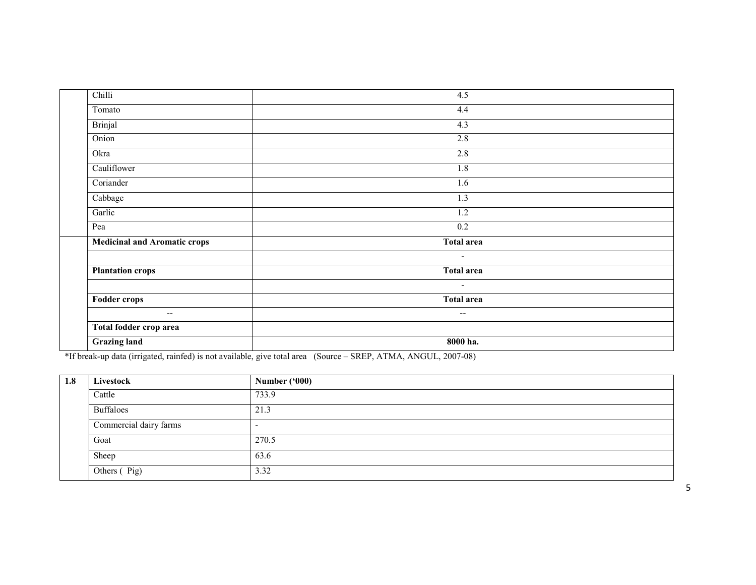|  |  |  |
|---|---|---|
|  | Chilli | 4.5 |
|  | Tomato | 4.4 |
|  | Brinjal | 4.3 |
|  | Onion | 2.8 |
|  | Okra | 2.8 |
|  | Cauliflower | 1.8 |
|  | Coriander | 1.6 |
|  | Cabbage | 1.3 |
|  | Garlic | 1.2 |
|  | Pea | 0.2 |
|  | **Medicinal and Aromatic crops** | **Total area** |
|  |  | - |
|  | **Plantation crops** | **Total area** |
|  |  | - |
|  | **Fodder crops** | **Total area** |
|  | -- | -- |
|  | **Total fodder crop area** |  |
|  | **Grazing land** | **8000 ha.** |

*If break-up data (irrigated, rainfed) is not available, give total area (Source – SREP, ATMA, ANGUL, 2007-08)

| 1.8 | Livestock | Number ('000) |
|---|---|---|
|  | Cattle | 733.9 |
|  | Buffaloes | 21.3 |
|  | Commercial dairy farms | - |
|  | Goat | 270.5 |
|  | Sheep | 63.6 |
|  | Others ( Pig) | 3.32 |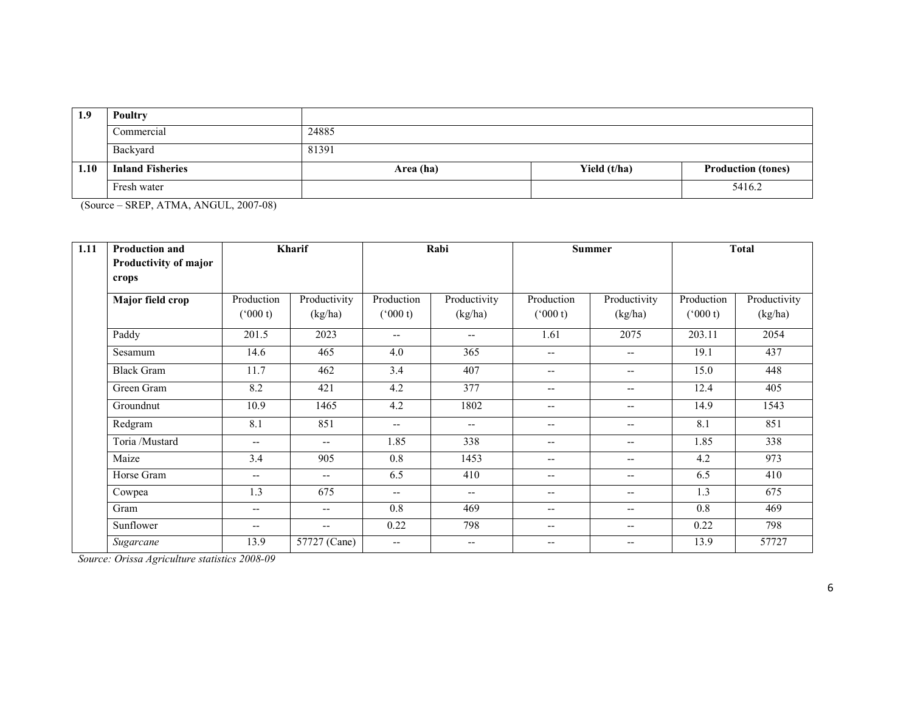| 1.9 | **Poultry** | | | |
|---|---|---|---|---|
| | Commercial | 24885 | | |
| | Backyard | 81391 | | |
| **1.10** | **Inland Fisheries** | **Area (ha)** | **Yield (t/ha)** | **Production (tones)** |
| | Fresh water | | | 5416.2 |

(Source – SREP, ATMA, ANGUL, 2007-08)

| 1.11 | **Production and Productivity of major crops** | **Kharif** | | **Rabi** | | **Summer** | | **Total** | |
|---|---|---|---|---|---|---|---|---|---|
| | **Major field crop** | Production ('000 t) | Productivity (kg/ha) | Production ('000 t) | Productivity (kg/ha) | Production ('000 t) | Productivity (kg/ha) | Production ('000 t) | Productivity (kg/ha) |
| | Paddy | 201.5 | 2023 | -- | -- | 1.61 | 2075 | 203.11 | 2054 |
| | Sesamum | 14.6 | 465 | 4.0 | 365 | -- | -- | 19.1 | 437 |
| | Black Gram | 11.7 | 462 | 3.4 | 407 | -- | -- | 15.0 | 448 |
| | Green Gram | 8.2 | 421 | 4.2 | 377 | -- | -- | 12.4 | 405 |
| | Groundnut | 10.9 | 1465 | 4.2 | 1802 | -- | -- | 14.9 | 1543 |
| | Redgram | 8.1 | 851 | -- | -- | -- | -- | 8.1 | 851 |
| | Toria /Mustard | -- | -- | 1.85 | 338 | -- | -- | 1.85 | 338 |
| | Maize | 3.4 | 905 | 0.8 | 1453 | -- | -- | 4.2 | 973 |
| | Horse Gram | -- | -- | 6.5 | 410 | -- | -- | 6.5 | 410 |
| | Cowpea | 1.3 | 675 | -- | -- | -- | -- | 1.3 | 675 |
| | Gram | -- | -- | 0.8 | 469 | -- | -- | 0.8 | 469 |
| | Sunflower | -- | -- | 0.22 | 798 | -- | -- | 0.22 | 798 |
| | *Sugarcane* | 13.9 | 57727 (Cane) | -- | -- | -- | -- | 13.9 | 57727 |

*Source: Orissa Agriculture statistics 2008-09*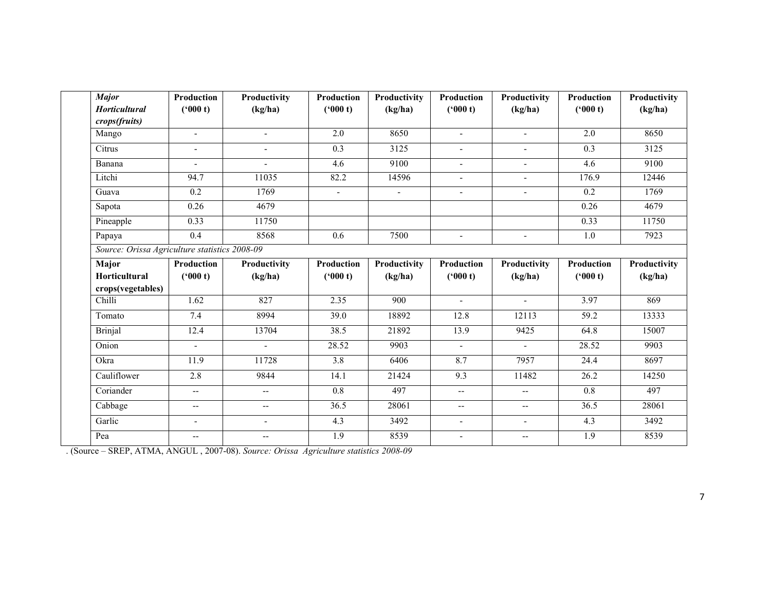| *Major Horticultural crops(fruits)* | Production ('000 t) | Productivity (kg/ha) | Production ('000 t) | Productivity (kg/ha) | Production ('000 t) | Productivity (kg/ha) | Production ('000 t) | Productivity (kg/ha) |
|---|---|---|---|---|---|---|---|---|
| Mango | - | - | 2.0 | 8650 | - | - | 2.0 | 8650 |
| Citrus | - | - | 0.3 | 3125 | - | - | 0.3 | 3125 |
| Banana | - | - | 4.6 | 9100 | - | - | 4.6 | 9100 |
| Litchi | 94.7 | 11035 | 82.2 | 14596 | - | - | 176.9 | 12446 |
| Guava | 0.2 | 1769 | - | - | - | - | 0.2 | 1769 |
| Sapota | 0.26 | 4679 | | | | | 0.26 | 4679 |
| Pineapple | 0.33 | 11750 | | | | | 0.33 | 11750 |
| Papaya | 0.4 | 8568 | 0.6 | 7500 | - | - | 1.0 | 7923 |

*Source: Orissa Agriculture statistics 2008-09*

| **Major Horticultural crops(vegetables)** | Production ('000 t) | Productivity (kg/ha) | Production ('000 t) | Productivity (kg/ha) | Production ('000 t) | Productivity (kg/ha) | Production ('000 t) | Productivity (kg/ha) |
|---|---|---|---|---|---|---|---|---|
| Chilli | 1.62 | 827 | 2.35 | 900 | - | - | 3.97 | 869 |
| Tomato | 7.4 | 8994 | 39.0 | 18892 | 12.8 | 12113 | 59.2 | 13333 |
| Brinjal | 12.4 | 13704 | 38.5 | 21892 | 13.9 | 9425 | 64.8 | 15007 |
| Onion | - | - | 28.52 | 9903 | - | - | 28.52 | 9903 |
| Okra | 11.9 | 11728 | 3.8 | 6406 | 8.7 | 7957 | 24.4 | 8697 |
| Cauliflower | 2.8 | 9844 | 14.1 | 21424 | 9.3 | 11482 | 26.2 | 14250 |
| Coriander | -- | -- | 0.8 | 497 | -- | -- | 0.8 | 497 |
| Cabbage | -- | -- | 36.5 | 28061 | -- | -- | 36.5 | 28061 |
| Garlic | - | - | 4.3 | 3492 | - | - | 4.3 | 3492 |
| Pea | -- | -- | 1.9 | 8539 | - | -- | 1.9 | 8539 |

. (Source – SREP, ATMA, ANGUL , 2007-08). *Source: Orissa Agriculture statistics 2008-09*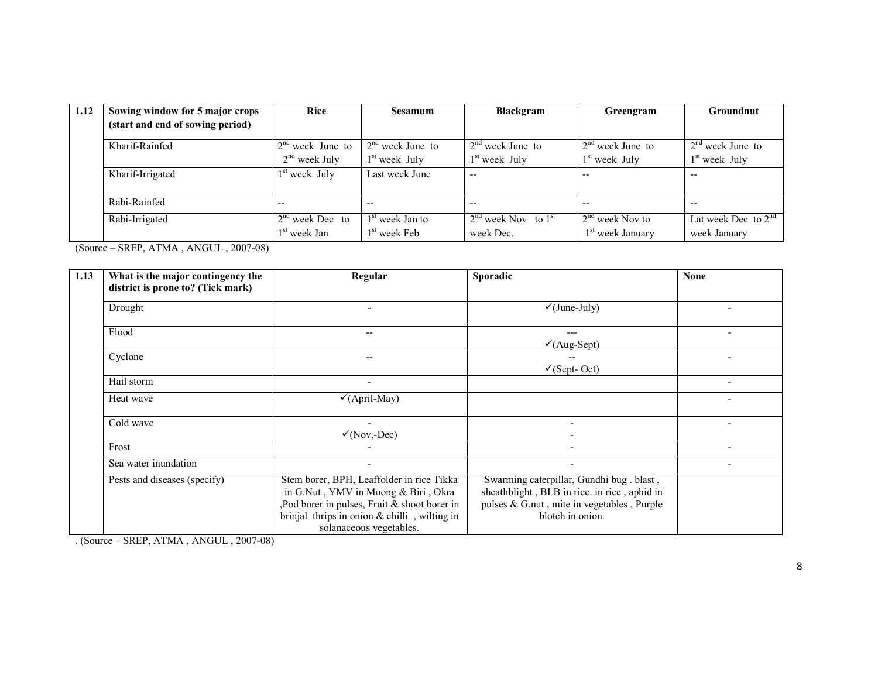| 1.12 | Sowing window for 5 major crops (start and end of sowing period) | Rice | Sesamum | Blackgram | Greengram | Groundnut |
|---|---|---|---|---|---|---|
| | Kharif-Rainfed | 2nd week June to 2nd week July | 2nd week June to 1st week July | 2nd week June to 1st week July | 2nd week June to 1st week July | 2nd week June to 1st week July |
| | Kharif-Irrigated | 1st week July | Last week June | -- | -- | -- |
| | Rabi-Rainfed | -- | -- | -- | -- | -- |
| | Rabi-Irrigated | 2nd week Dec to 1st week Jan | 1st week Jan to 1st week Feb | 2nd week Nov to 1st week Dec. | 2nd week Nov to 1st week January | Lat week Dec to 2nd week January |

(Source – SREP, ATMA , ANGUL , 2007-08)

| 1.13 | What is the major contingency the district is prone to? (Tick mark) | Regular | Sporadic | None |
|---|---|---|---|---|
| | Drought | - | ✓(June-July) | - |
| | Flood | -- | --- ✓(Aug-Sept) | - |
| | Cyclone | -- | -- ✓(Sept- Oct) | - |
| | Hail storm | - | | - |
| | Heat wave | ✓(April-May) | | - |
| | Cold wave | - ✓(Nov,-Dec) | - - | - |
| | Frost | - | - | - |
| | Sea water inundation | - | - | - |
| | Pests and diseases (specify) | Stem borer, BPH, Leaffolder in rice Tikka in G.Nut , YMV in Moong & Biri , Okra ,Pod borer in pulses, Fruit & shoot borer in brinjal thrips in onion & chilli , wilting in solanaceous vegetables. | Swarming caterpillar, Gundhi bug . blast , sheathblight , BLB in rice. in rice , aphid in pulses & G.nut , mite in vegetables , Purple blotch in onion. | |

. (Source – SREP, ATMA , ANGUL , 2007-08)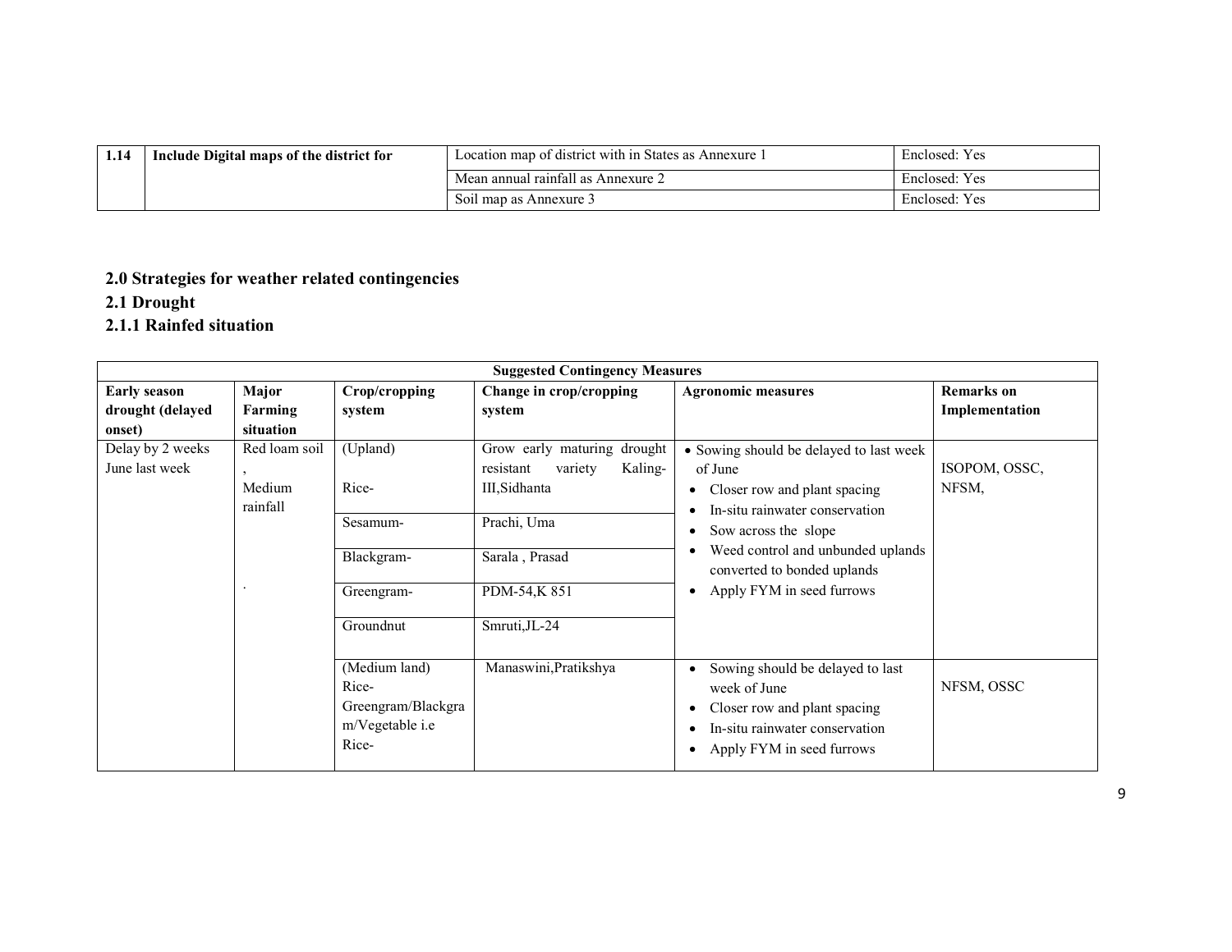| 1.14 | Include Digital maps of the district for | Location map of district with in States as Annexure 1 | Enclosed: Yes |
|---|---|---|---|
| | | Mean annual rainfall as Annexure 2 | Enclosed: Yes |
| | | Soil map as Annexure 3 | Enclosed: Yes |

## 2.0 Strategies for weather related contingencies

## 2.1 Drought

### 2.1.1 Rainfed situation

| Suggested Contingency Measures | | | | | |
|---|---|---|---|---|---|
| **Early season drought (delayed onset)** | **Major Farming situation** | **Crop/cropping system** | **Change in crop/cropping system** | **Agronomic measures** | **Remarks on Implementation** |
| Delay by 2 weeks June last week | Red loam soil , Medium rainfall . | (Upland) Rice- | Grow early maturing drought resistant variety Kaling-III,Sidhanta | • Sowing should be delayed to last week of June<br>• Closer row and plant spacing<br>• In-situ rainwater conservation<br>• Sow across the slope<br>• Weed control and unbunded uplands converted to bonded uplands<br>• Apply FYM in seed furrows | ISOPOM, OSSC, NFSM, |
| | | Sesamum- | Prachi, Uma | | |
| | | Blackgram- | Sarala , Prasad | | |
| | | Greengram- | PDM-54,K 851 | | |
| | | Groundnut | Smruti,JL-24 | | |
| | | (Medium land) Rice-Greengram/Blackgram/Vegetable i.e Rice- | Manaswini,Pratikshya | • Sowing should be delayed to last week of June<br>• Closer row and plant spacing<br>• In-situ rainwater conservation<br>• Apply FYM in seed furrows | NFSM, OSSC |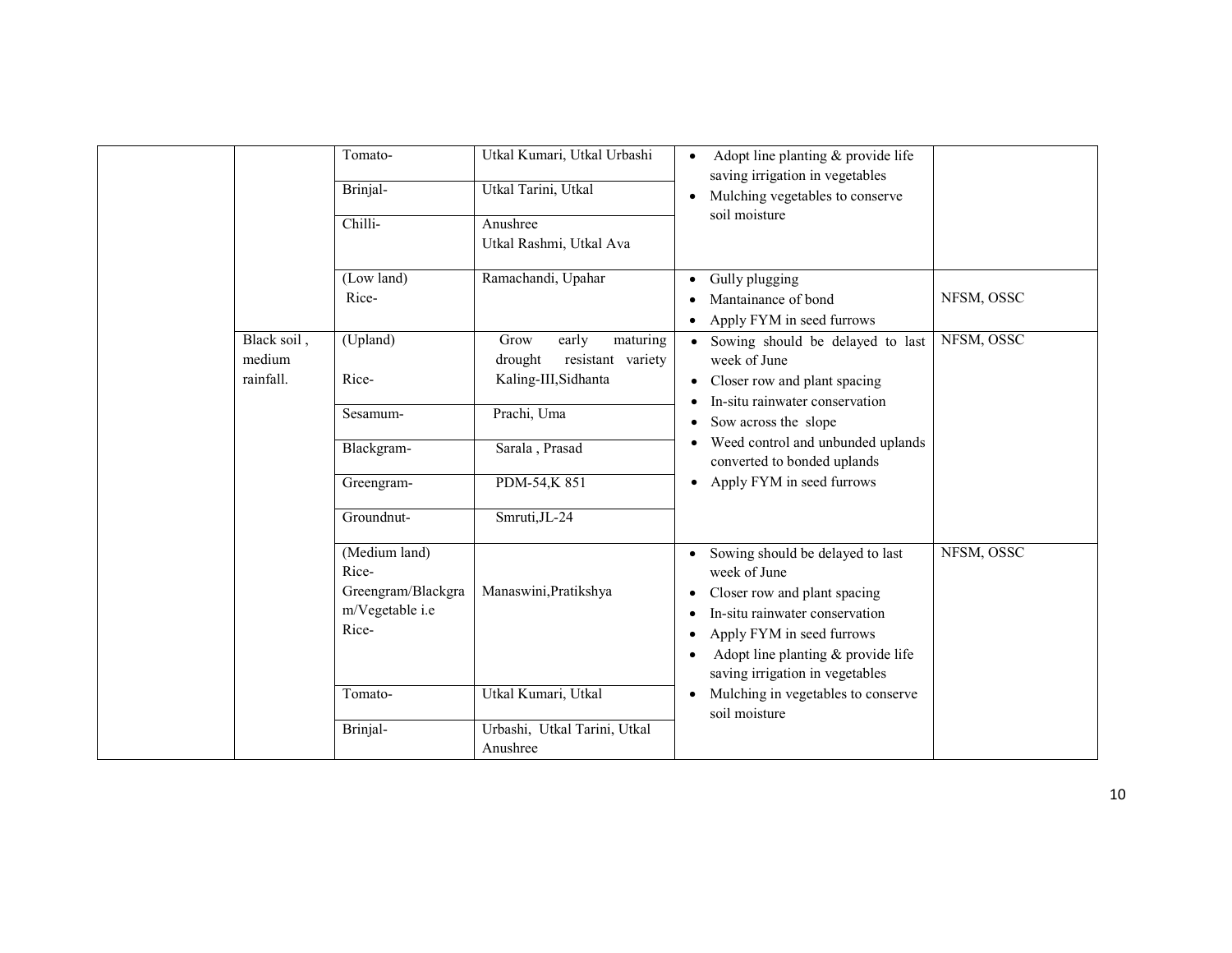| | | | | | |
|---|---|---|---|---|---|
| | | Tomato- | Utkal Kumari, Utkal Urbashi | • Adopt line planting & provide life saving irrigation in vegetables<br>• Mulching vegetables to conserve soil moisture | |
| | | Brinjal- | Utkal Tarini, Utkal | | |
| | | Chilli- | Anushree<br>Utkal Rashmi, Utkal Ava | | |
| | | (Low land)<br>Rice- | Ramachandi, Upahar | • Gully plugging<br>• Mantainance of bond<br>• Apply FYM in seed furrows | NFSM, OSSC |
| | Black soil , medium rainfall. | (Upland)<br>Rice- | Grow early maturing drought resistant variety Kaling-III,Sidhanta | • Sowing should be delayed to last week of June<br>• Closer row and plant spacing<br>• In-situ rainwater conservation<br>• Sow across the slope<br>• Weed control and unbunded uplands converted to bonded uplands<br>• Apply FYM in seed furrows | NFSM, OSSC |
| | | Sesamum- | Prachi, Uma | | |
| | | Blackgram- | Sarala , Prasad | | |
| | | Greengram- | PDM-54,K 851 | | |
| | | Groundnut- | Smruti,JL-24 | | |
| | | (Medium land)<br>Rice-<br>Greengram/Blackgram/Vegetable i.e<br>Rice- | Manaswini,Pratikshya | • Sowing should be delayed to last week of June<br>• Closer row and plant spacing<br>• In-situ rainwater conservation<br>• Apply FYM in seed furrows<br>• Adopt line planting & provide life saving irrigation in vegetables<br>• Mulching in vegetables to conserve soil moisture | NFSM, OSSC |
| | | Tomato- | Utkal Kumari, Utkal | | |
| | | Brinjal- | Urbashi, Utkal Tarini, Utkal Anushree | | |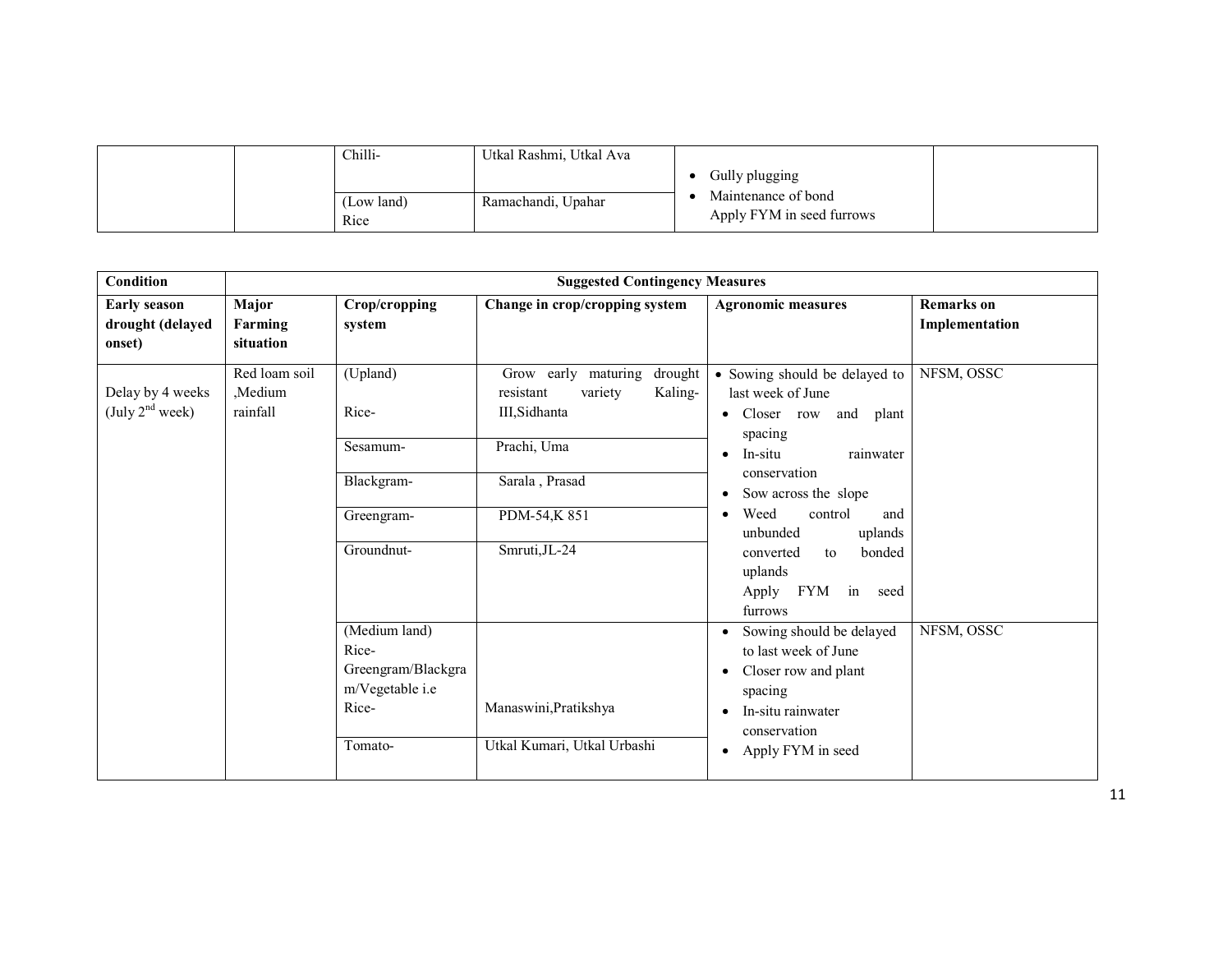| | | | | | |
|---|---|---|---|---|---|
| | | Chilli- | Utkal Rashmi, Utkal Ava | • Gully plugging<br>• Maintenance of bond<br>Apply FYM in seed furrows | |
| | | (Low land)<br>Rice | Ramachandi, Upahar | | |

| Condition | Suggested Contingency Measures | | | | |
|---|---|---|---|---|---|
| **Early season drought (delayed onset)** | **Major Farming situation** | **Crop/cropping system** | **Change in crop/cropping system** | **Agronomic measures** | **Remarks on Implementation** |
| Delay by 4 weeks (July 2nd week) | Red loam soil ,Medium rainfall | (Upland)<br><br>Rice- | Grow early maturing drought resistant variety Kaling-III,Sidhanta | • Sowing should be delayed to last week of June<br>• Closer row and plant spacing<br>• In-situ rainwater conservation<br>• Sow across the slope<br>• Weed control and unbunded uplands converted to bonded uplands<br>Apply FYM in seed furrows | NFSM, OSSC |
| | | Sesamum- | Prachi, Uma | | |
| | | Blackgram- | Sarala , Prasad | | |
| | | Greengram- | PDM-54,K 851 | | |
| | | Groundnut- | Smruti,JL-24 | | |
| | | (Medium land)<br>Rice-Greengram/Blackgram/Vegetable i.e<br>Rice- | Manaswini,Pratikshya | • Sowing should be delayed to last week of June<br>• Closer row and plant spacing<br>• In-situ rainwater conservation<br>• Apply FYM in seed | NFSM, OSSC |
| | | Tomato- | Utkal Kumari, Utkal Urbashi | | |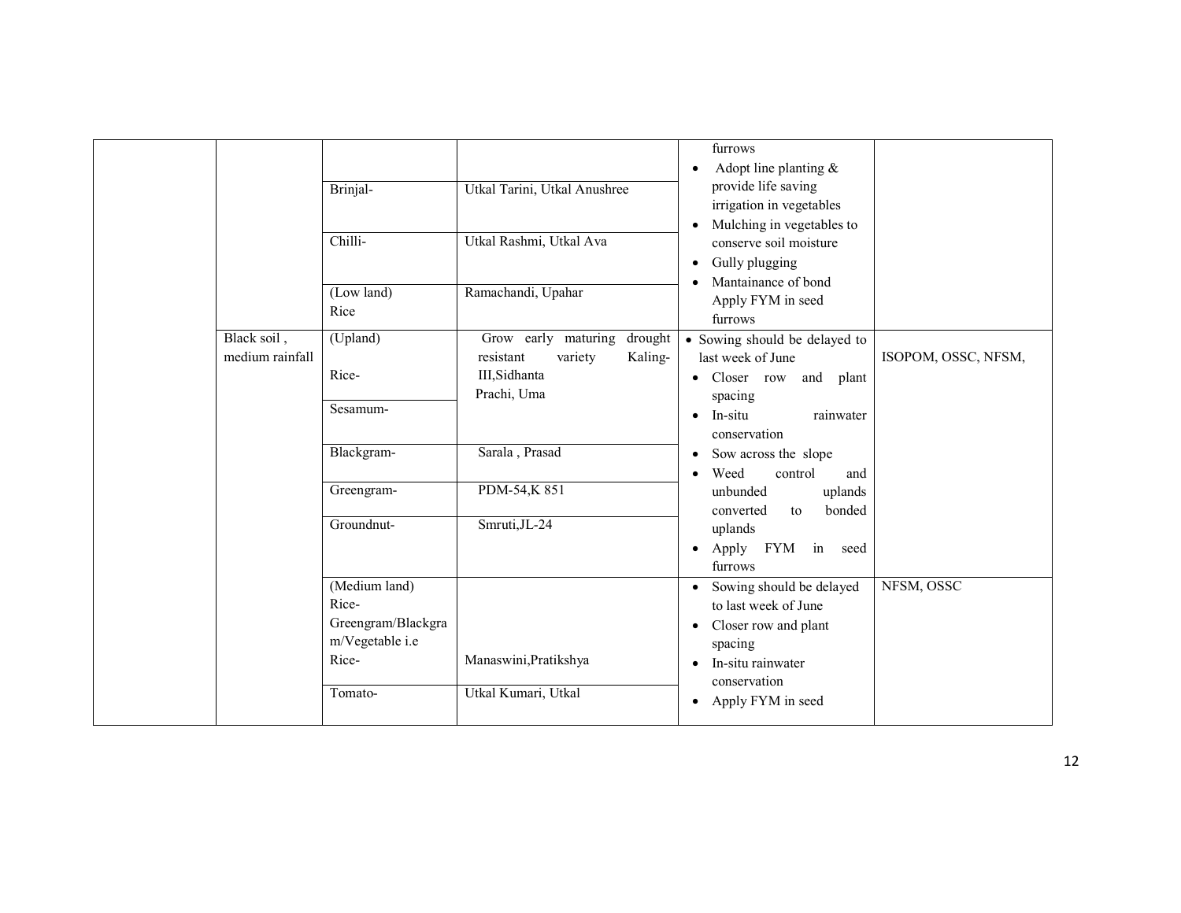|  |  |  |  | furrows<br>• Adopt line planting & provide life saving irrigation in vegetables<br>• Mulching in vegetables to conserve soil moisture<br>• Gully plugging<br>• Mantainance of bond Apply FYM in seed furrows |  |
|---|---|---|---|---|---|
|  |  | Brinjal- | Utkal Tarini, Utkal Anushree | | |
|  |  | Chilli- | Utkal Rashmi, Utkal Ava | | |
|  |  | (Low land) Rice | Ramachandi, Upahar | | |
|  | Black soil , medium rainfall | (Upland)<br><br>Rice- | Grow early maturing drought resistant variety Kaling-III,Sidhanta Prachi, Uma | • Sowing should be delayed to last week of June<br>• Closer row and plant spacing<br>• In-situ rainwater conservation<br>• Sow across the slope<br>• Weed control and unbunded uplands converted to bonded uplands<br>• Apply FYM in seed furrows | ISOPOM, OSSC, NFSM, |
|  |  | Sesamum- | | | |
|  |  | Blackgram- | Sarala , Prasad | | |
|  |  | Greengram- | PDM-54,K 851 | | |
|  |  | Groundnut- | Smruti,JL-24 | | |
|  |  | (Medium land) Rice-Greengram/Blackgram/Vegetable i.e Rice- | Manaswini,Pratikshya | • Sowing should be delayed to last week of June<br>• Closer row and plant spacing<br>• In-situ rainwater conservation<br>• Apply FYM in seed | NFSM, OSSC |
|  |  | Tomato- | Utkal Kumari, Utkal | | |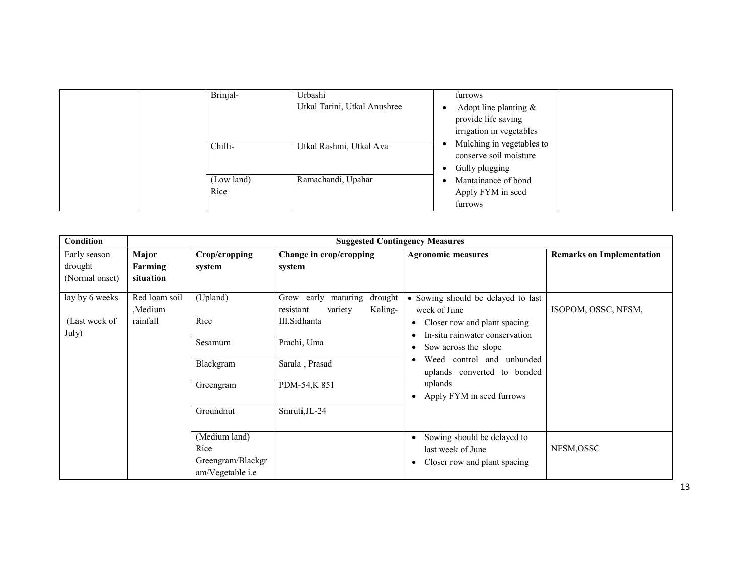| | | Brinjal- | Urbashi<br>Utkal Tarini, Utkal Anushree | furrows<br>• Adopt line planting & provide life saving irrigation in vegetables<br>• Mulching in vegetables to conserve soil moisture<br>• Gully plugging<br>• Mantainance of bond Apply FYM in seed furrows | |
|---|---|---|---|---|---|
| | | Chilli- | Utkal Rashmi, Utkal Ava | | |
| | | (Low land)<br>Rice | Ramachandi, Upahar | | |

| Condition | Suggested Contingency Measures | | | | |
|---|---|---|---|---|---|
| Early season drought (Normal onset) | **Major Farming situation** | **Crop/cropping system** | **Change in crop/cropping system** | **Agronomic measures** | **Remarks on Implementation** |
| lay by 6 weeks<br>(Last week of July) | Red loam soil ,Medium rainfall | (Upland)<br>Rice | Grow early maturing drought resistant variety Kaling-III,Sidhanta | • Sowing should be delayed to last week of June<br>• Closer row and plant spacing<br>• In-situ rainwater conservation<br>• Sow across the slope<br>• Weed control and unbunded uplands converted to bonded uplands<br>• Apply FYM in seed furrows | ISOPOM, OSSC, NFSM, |
| | | Sesamum | Prachi, Uma | | |
| | | Blackgram | Sarala , Prasad | | |
| | | Greengram | PDM-54,K 851 | | |
| | | Groundnut | Smruti,JL-24 | | |
| | | (Medium land)<br>Rice<br>Greengram/Blackgram/Vegetable i.e | | • Sowing should be delayed to last week of June<br>• Closer row and plant spacing | NFSM,OSSC |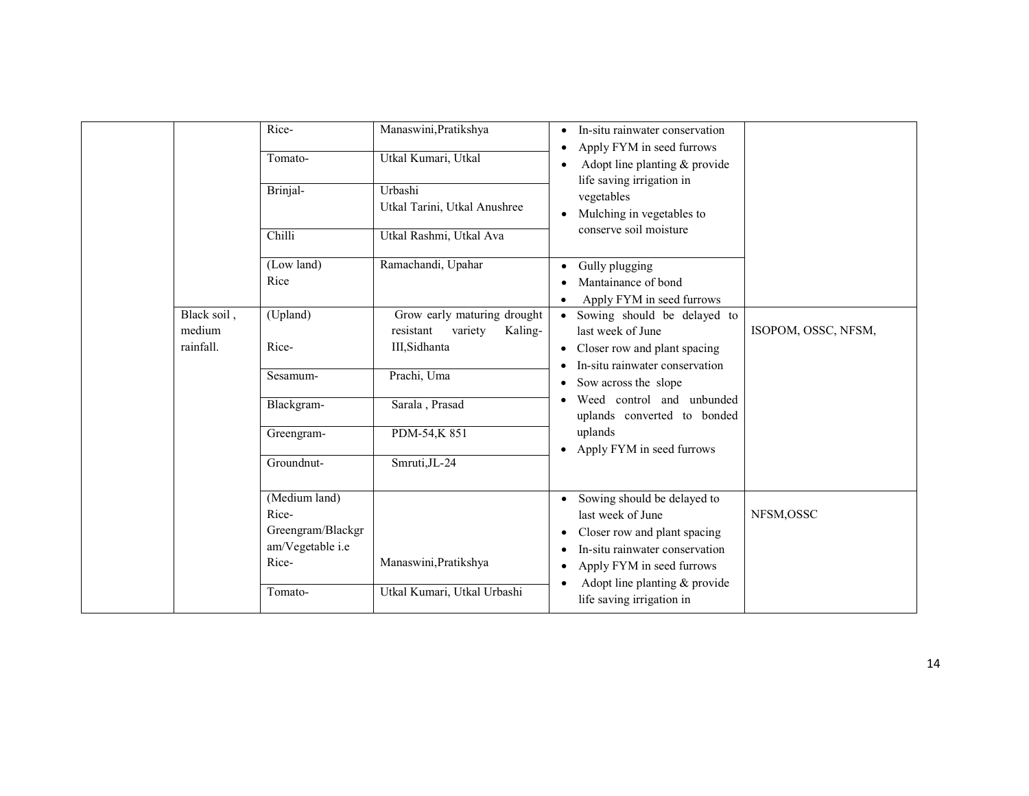| | | | | | |
|---|---|---|---|---|---|
| | | Rice- | Manaswini,Pratikshya | • In-situ rainwater conservation<br>• Apply FYM in seed furrows<br>• Adopt line planting & provide life saving irrigation in vegetables<br>• Mulching in vegetables to conserve soil moisture | |
| | | Tomato- | Utkal Kumari, Utkal | | |
| | | Brinjal- | Urbashi<br>Utkal Tarini, Utkal Anushree | | |
| | | Chilli | Utkal Rashmi, Utkal Ava | | |
| | | (Low land)<br>Rice | Ramachandi, Upahar | • Gully plugging<br>• Mantainance of bond<br>• Apply FYM in seed furrows | |
| | Black soil , medium rainfall. | (Upland)<br><br>Rice- | Grow early maturing drought resistant variety Kaling-III,Sidhanta | • Sowing should be delayed to last week of June<br>• Closer row and plant spacing<br>• In-situ rainwater conservation<br>• Sow across the slope<br>• Weed control and unbunded uplands converted to bonded uplands<br>• Apply FYM in seed furrows | ISOPOM, OSSC, NFSM, |
| | | Sesamum- | Prachi, Uma | | |
| | | Blackgram- | Sarala , Prasad | | |
| | | Greengram- | PDM-54,K 851 | | |
| | | Groundnut- | Smruti,JL-24 | | |
| | | (Medium land)<br>Rice-Greengram/Blackgram/Vegetable i.e<br>Rice- | Manaswini,Pratikshya | • Sowing should be delayed to last week of June<br>• Closer row and plant spacing<br>• In-situ rainwater conservation<br>• Apply FYM in seed furrows<br>• Adopt line planting & provide life saving irrigation in | NFSM,OSSC |
| | | Tomato- | Utkal Kumari, Utkal Urbashi | | |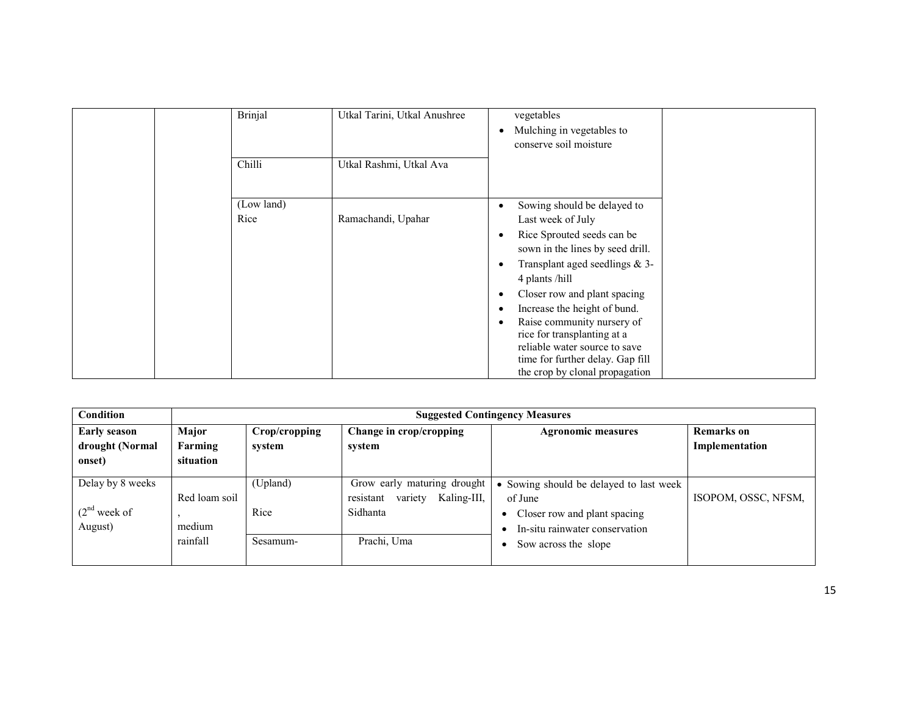| | | Brinjal | Utkal Tarini, Utkal Anushree | vegetables<br>• Mulching in vegetables to conserve soil moisture | |
|---|---|---|---|---|---|
| | | Chilli | Utkal Rashmi, Utkal Ava | | |
| | | (Low land)<br>Rice | Ramachandi, Upahar | • Sowing should be delayed to Last week of July<br>• Rice Sprouted seeds can be sown in the lines by seed drill.<br>• Transplant aged seedlings & 3-4 plants /hill<br>• Closer row and plant spacing<br>• Increase the height of bund.<br>• Raise community nursery of rice for transplanting at a reliable water source to save time for further delay. Gap fill the crop by clonal propagation | |

| Condition | Suggested Contingency Measures | | | | |
|---|---|---|---|---|---|
| **Early season drought (Normal onset)** | **Major Farming situation** | **Crop/cropping system** | **Change in crop/cropping system** | **Agronomic measures** | **Remarks on Implementation** |
| Delay by 8 weeks<br>(2nd week of August) | Red loam soil , medium rainfall | (Upland)<br>Rice | Grow early maturing drought resistant variety Kaling-III, Sidhanta | • Sowing should be delayed to last week of June<br>• Closer row and plant spacing<br>• In-situ rainwater conservation<br>• Sow across the slope | ISOPOM, OSSC, NFSM, |
| | | Sesamum- | Prachi, Uma | | |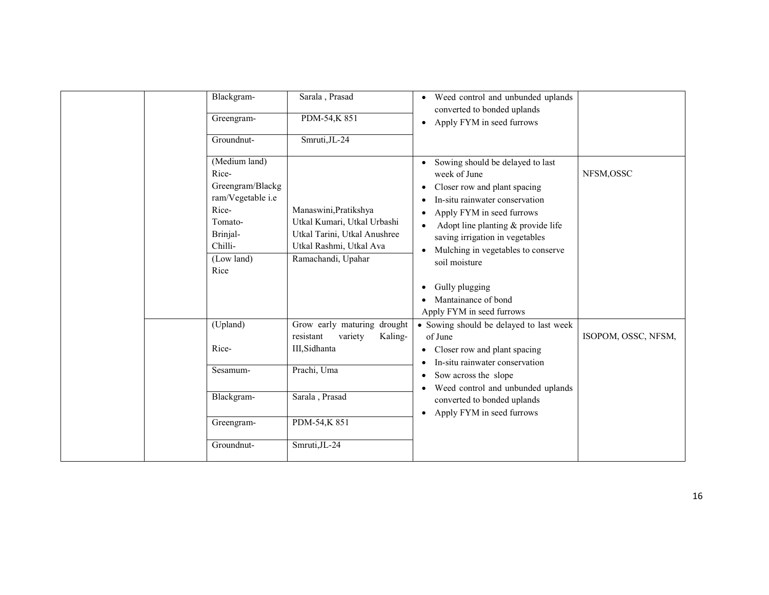|  |  |  |  |  |  |
|---|---|---|---|---|---|
|  |  | Blackgram- | Sarala , Prasad | • Weed control and unbunded uplands converted to bonded uplands<br>• Apply FYM in seed furrows |  |
|  |  | Greengram- | PDM-54,K 851 |  |  |
|  |  | Groundnut- | Smruti,JL-24 |  |  |
|  |  | (Medium land)<br>Rice-<br>Greengram/Blackgram/Vegetable i.e<br>Rice-<br>Tomato-<br>Brinjal-<br>Chilli- | <br><br><br><br>Manaswini,Pratikshya<br>Utkal Kumari, Utkal Urbashi<br>Utkal Tarini, Utkal Anushree<br>Utkal Rashmi, Utkal Ava | • Sowing should be delayed to last week of June<br>• Closer row and plant spacing<br>• In-situ rainwater conservation<br>• Apply FYM in seed furrows<br>• Adopt line planting & provide life saving irrigation in vegetables<br>• Mulching in vegetables to conserve soil moisture<br><br>• Gully plugging<br>• Mantainance of bond<br>Apply FYM in seed furrows | NFSM,OSSC |
|  |  | (Low land)<br>Rice | Ramachandi, Upahar |  |  |
|  |  | (Upland)<br><br>Rice- | Grow early maturing drought resistant variety Kaling-III,Sidhanta | • Sowing should be delayed to last week of June<br>• Closer row and plant spacing<br>• In-situ rainwater conservation<br>• Sow across the slope<br>• Weed control and unbunded uplands converted to bonded uplands<br>• Apply FYM in seed furrows | ISOPOM, OSSC, NFSM, |
|  |  | Sesamum- | Prachi, Uma |  |  |
|  |  | Blackgram- | Sarala , Prasad |  |  |
|  |  | Greengram- | PDM-54,K 851 |  |  |
|  |  | Groundnut- | Smruti,JL-24 |  |  |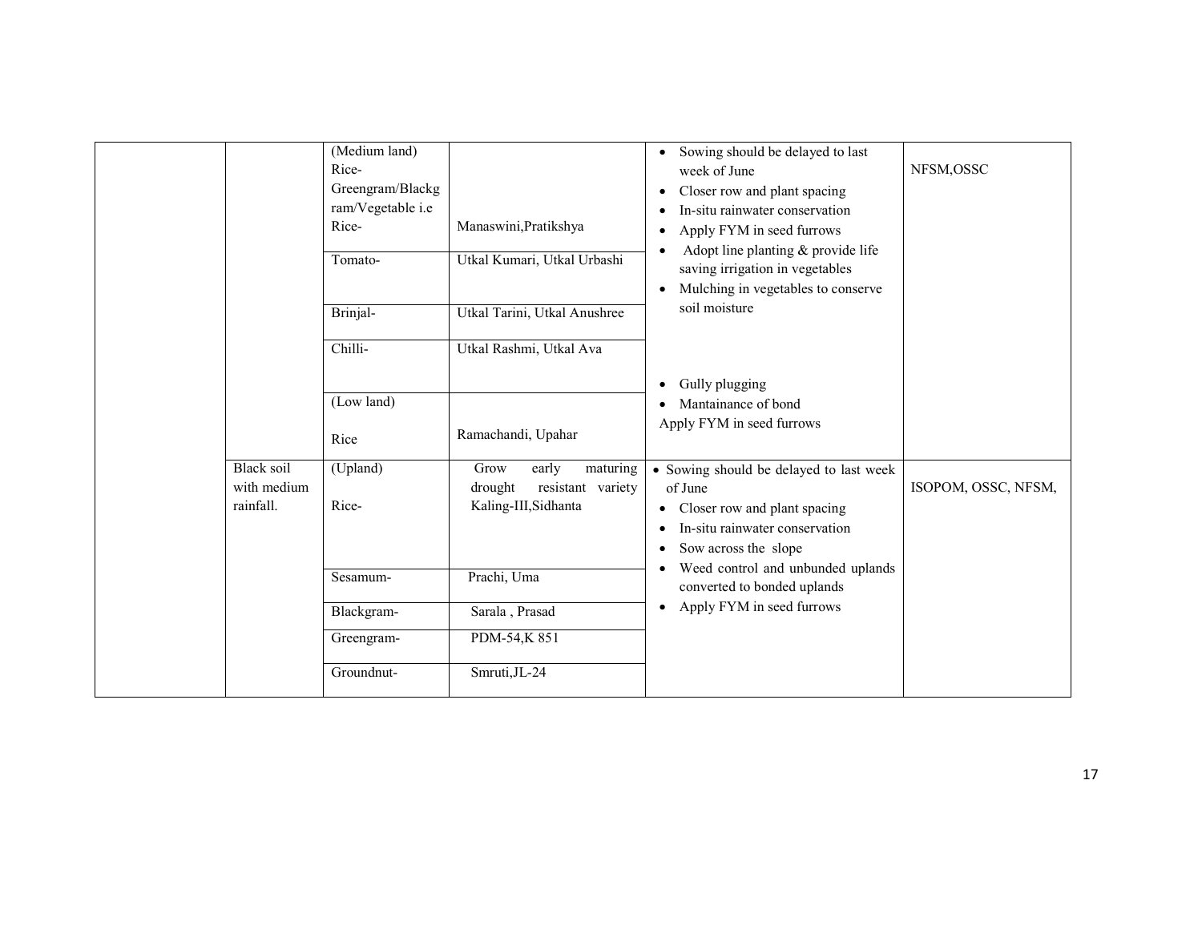| | | | | | |
|---|---|---|---|---|---|
| | | (Medium land) Rice-Greengram/Blackgram/Vegetable i.e Rice- | Manaswini,Pratikshya | • Sowing should be delayed to last week of June<br>• Closer row and plant spacing<br>• In-situ rainwater conservation<br>• Apply FYM in seed furrows<br>• Adopt line planting & provide life saving irrigation in vegetables<br>• Mulching in vegetables to conserve soil moisture | NFSM,OSSC |
| | | Tomato- | Utkal Kumari, Utkal Urbashi | | |
| | | Brinjal- | Utkal Tarini, Utkal Anushree | | |
| | | Chilli- | Utkal Rashmi, Utkal Ava | | |
| | | (Low land)<br><br>Rice | Ramachandi, Upahar | • Gully plugging<br>• Mantainance of bond<br>Apply FYM in seed furrows | |
| | Black soil with medium rainfall. | (Upland)<br><br>Rice- | Grow early maturing drought resistant variety Kaling-III,Sidhanta | • Sowing should be delayed to last week of June<br>• Closer row and plant spacing<br>• In-situ rainwater conservation<br>• Sow across the slope<br>• Weed control and unbunded uplands converted to bonded uplands<br>• Apply FYM in seed furrows | ISOPOM, OSSC, NFSM, |
| | | Sesamum- | Prachi, Uma | | |
| | | Blackgram- | Sarala , Prasad | | |
| | | Greengram- | PDM-54,K 851 | | |
| | | Groundnut- | Smruti,JL-24 | | |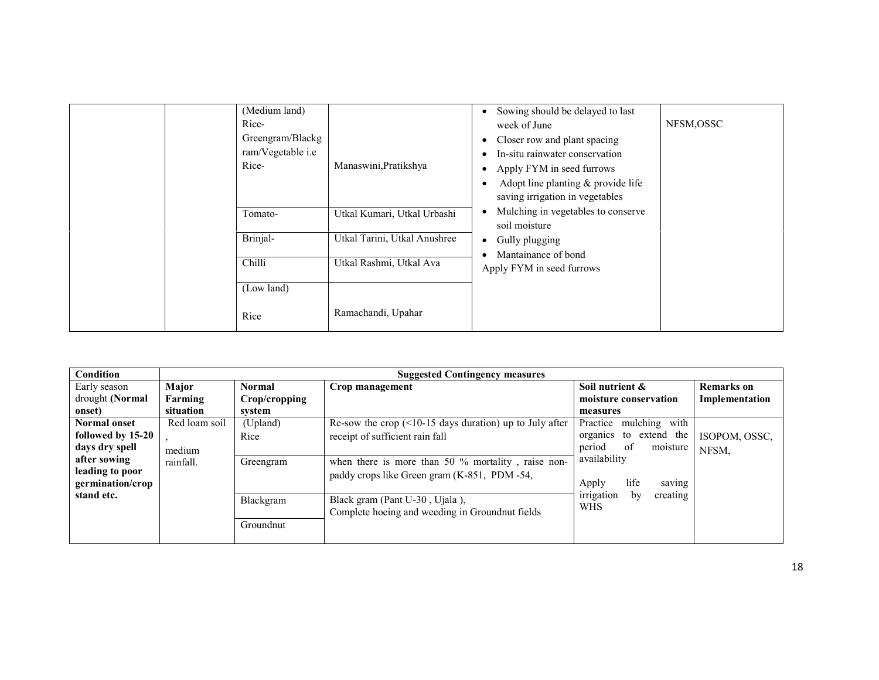| | | Normal Crop/cropping system | Varieties | Crop management / measures | Remarks on Implementation |
|---|---|---|---|---|---|
| | | (Medium land) Rice-Greengram/Blackgram/Vegetable i.e Rice- | Manaswini,Pratikshya | • Sowing should be delayed to last week of June<br>• Closer row and plant spacing<br>• In-situ rainwater conservation<br>• Apply FYM in seed furrows<br>• Adopt line planting & provide life saving irrigation in vegetables<br>• Mulching in vegetables to conserve soil moisture<br>• Gully plugging<br>• Mantainance of bond<br>Apply FYM in seed furrows | NFSM,OSSC |
| | | Tomato- | Utkal Kumari, Utkal Urbashi | | |
| | | Brinjal- | Utkal Tarini, Utkal Anushree | | |
| | | Chilli | Utkal Rashmi, Utkal Ava | | |
| | | (Low land) Rice | Ramachandi, Upahar | | |

| Condition | Suggested Contingency measures | | | | |
|---|---|---|---|---|---|
| Early season drought **(Normal onset)** | **Major Farming situation** | **Normal Crop/cropping system** | **Crop management** | **Soil nutrient & moisture conservation measures** | **Remarks on Implementation** |
| **Normal onset followed by 15-20 days dry spell after sowing leading to poor germination/crop stand etc.** | Red loam soil , medium rainfall. | (Upland) Rice | Re-sow the crop (<10-15 days duration) up to July after receipt of sufficient rain fall | Practice mulching with organics to extend the period of moisture availability<br><br>Apply life saving irrigation by creating WHS | ISOPOM, OSSC, NFSM, |
| | | Greengram | when there is more than 50 % mortality , raise non-paddy crops like Green gram (K-851, PDM -54, | | |
| | | Blackgram | Black gram (Pant U-30 , Ujala ),<br>Complete hoeing and weeding in Groundnut fields | | |
| | | Groundnut | | | |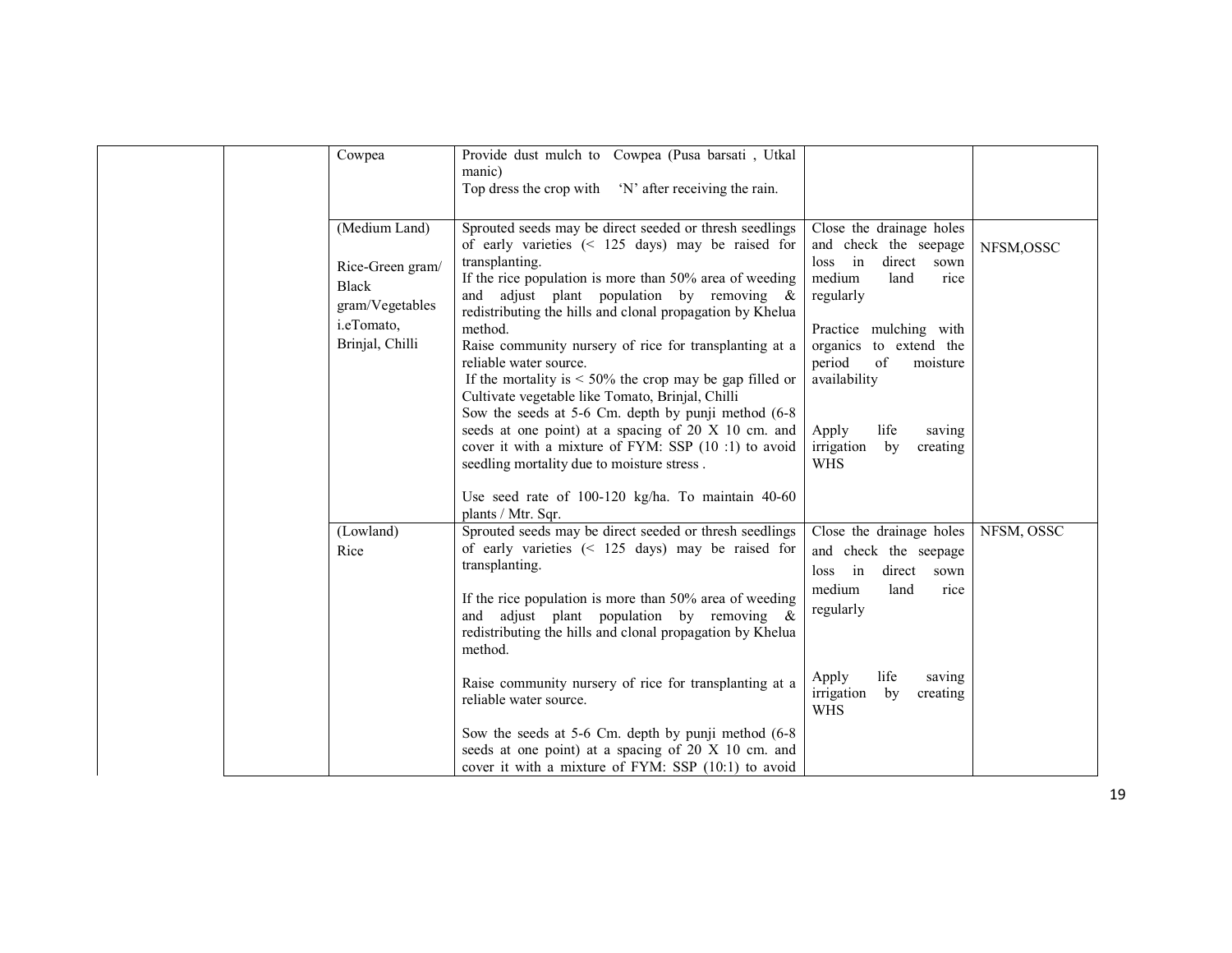|  |  | Cowpea | Provide dust mulch to Cowpea (Pusa barsati , Utkal manic)<br>Top dress the crop with 'N' after receiving the rain. |  |  |
|---|---|---|---|---|---|
|  |  | (Medium Land)<br><br>Rice-Green gram/ Black gram/Vegetables i.eTomato, Brinjal, Chilli | Sprouted seeds may be direct seeded or thresh seedlings of early varieties (< 125 days) may be raised for transplanting.<br>If the rice population is more than 50% area of weeding and adjust plant population by removing & redistributing the hills and clonal propagation by Khelua method.<br>Raise community nursery of rice for transplanting at a reliable water source.<br>If the mortality is < 50% the crop may be gap filled or Cultivate vegetable like Tomato, Brinjal, Chilli<br>Sow the seeds at 5-6 Cm. depth by punji method (6-8 seeds at one point) at a spacing of 20 X 10 cm. and cover it with a mixture of FYM: SSP (10 :1) to avoid seedling mortality due to moisture stress .<br><br>Use seed rate of 100-120 kg/ha. To maintain 40-60 plants / Mtr. Sqr. | Close the drainage holes and check the seepage loss in direct sown medium land rice regularly<br><br>Practice mulching with organics to extend the period of moisture availability<br><br>Apply life saving irrigation by creating WHS | NFSM,OSSC |
|  |  | (Lowland)<br>Rice | Sprouted seeds may be direct seeded or thresh seedlings of early varieties (< 125 days) may be raised for transplanting.<br><br>If the rice population is more than 50% area of weeding and adjust plant population by removing & redistributing the hills and clonal propagation by Khelua method.<br><br>Raise community nursery of rice for transplanting at a reliable water source.<br><br>Sow the seeds at 5-6 Cm. depth by punji method (6-8 seeds at one point) at a spacing of 20 X 10 cm. and cover it with a mixture of FYM: SSP (10:1) to avoid | Close the drainage holes and check the seepage loss in direct sown medium land rice regularly<br><br>Apply life saving irrigation by creating WHS | NFSM, OSSC |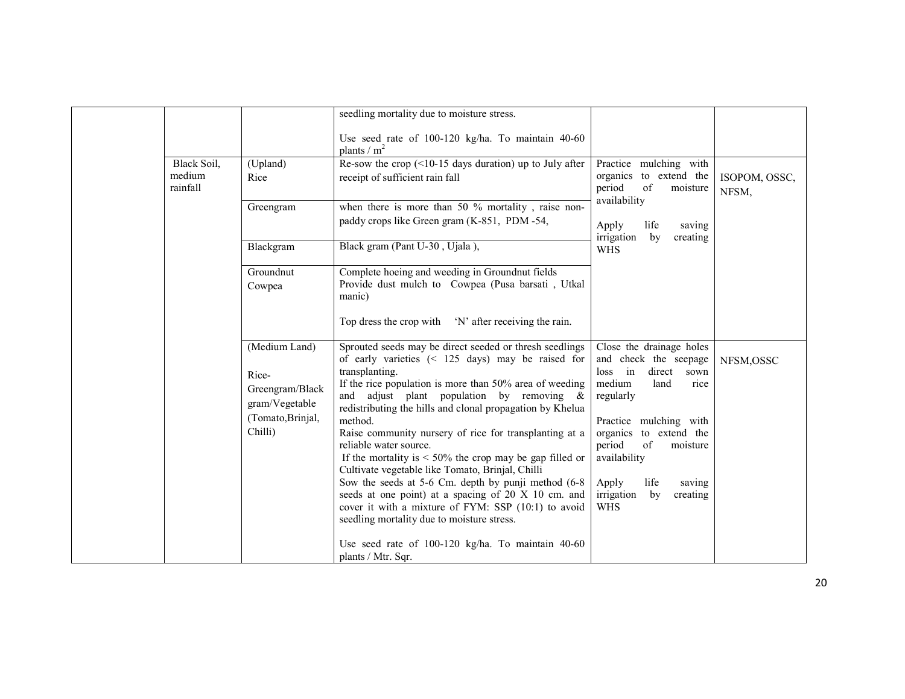|  |  |  |  |  |  |
|---|---|---|---|---|---|
|  |  |  | seedling mortality due to moisture stress.<br><br>Use seed rate of 100-120 kg/ha. To maintain 40-60 plants / $m^2$ |  |  |
|  | Black Soil, medium rainfall | (Upland)<br>Rice | Re-sow the crop (<10-15 days duration) up to July after receipt of sufficient rain fall | Practice mulching with organics to extend the period of moisture availability<br><br>Apply life saving irrigation by creating WHS | ISOPOM, OSSC, NFSM, |
|  |  | Greengram | when there is more than 50 % mortality , raise non-paddy crops like Green gram (K-851, PDM -54, |  |  |
|  |  | Blackgram | Black gram (Pant U-30 , Ujala ), |  |  |
|  |  | Groundnut<br>Cowpea | Complete hoeing and weeding in Groundnut fields<br>Provide dust mulch to Cowpea (Pusa barsati , Utkal manic)<br><br>Top dress the crop with 'N' after receiving the rain. |  |  |
|  |  | (Medium Land)<br><br>Rice-Greengram/Black gram/Vegetable (Tomato,Brinjal, Chilli) | Sprouted seeds may be direct seeded or thresh seedlings of early varieties (< 125 days) may be raised for transplanting.<br>If the rice population is more than 50% area of weeding and adjust plant population by removing & redistributing the hills and clonal propagation by Khelua method.<br>Raise community nursery of rice for transplanting at a reliable water source.<br>If the mortality is < 50% the crop may be gap filled or Cultivate vegetable like Tomato, Brinjal, Chilli<br>Sow the seeds at 5-6 Cm. depth by punji method (6-8 seeds at one point) at a spacing of 20 X 10 cm. and cover it with a mixture of FYM: SSP (10:1) to avoid seedling mortality due to moisture stress.<br><br>Use seed rate of 100-120 kg/ha. To maintain 40-60 plants / Mtr. Sqr. | Close the drainage holes and check the seepage loss in direct sown medium land rice regularly<br><br>Practice mulching with organics to extend the period of moisture availability<br><br>Apply life saving irrigation by creating WHS | NFSM,OSSC |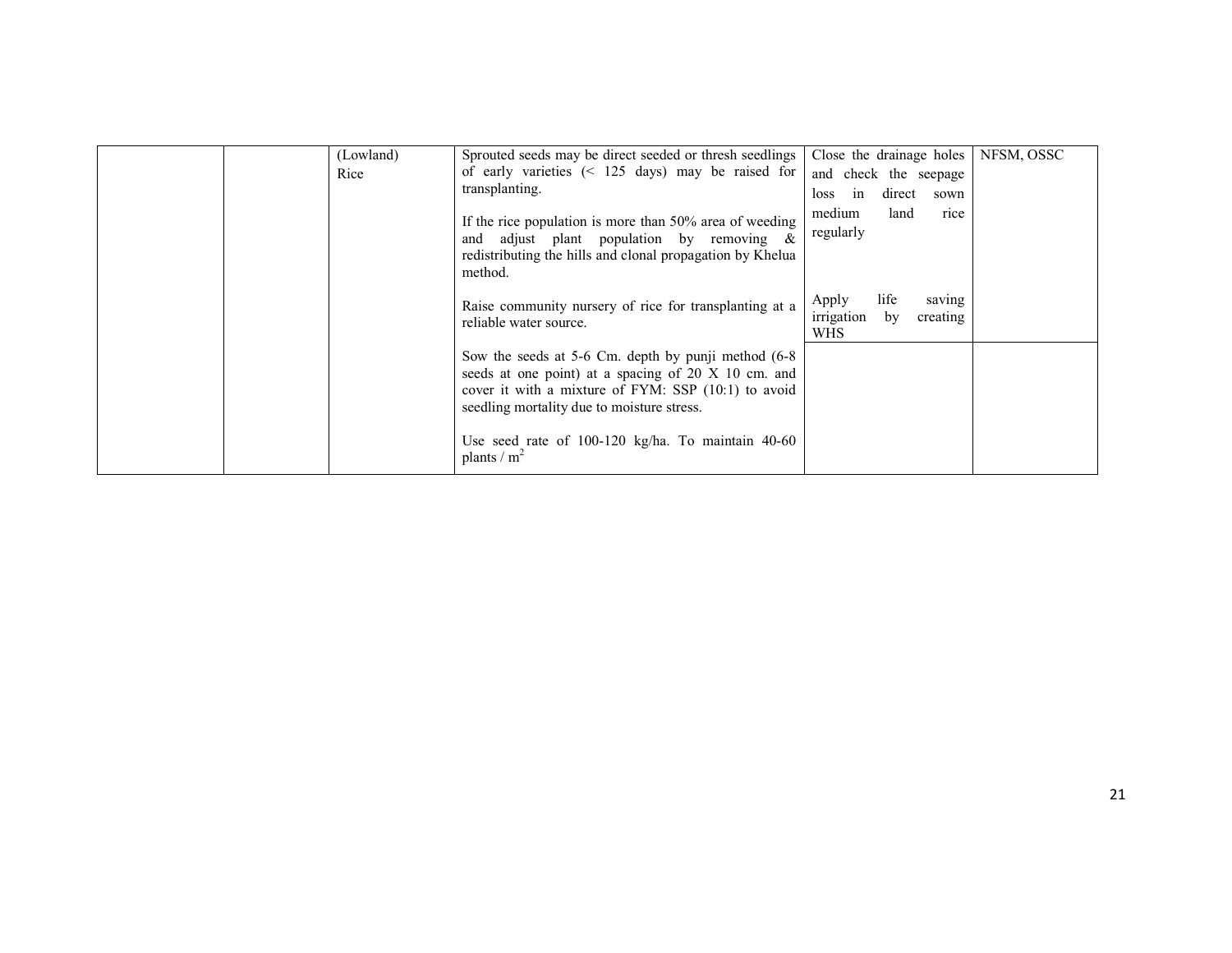| | | | | | |
|---|---|---|---|---|---|
| | | (Lowland) Rice | Sprouted seeds may be direct seeded or thresh seedlings of early varieties (< 125 days) may be raised for transplanting.<br><br>If the rice population is more than 50% area of weeding and adjust plant population by removing & redistributing the hills and clonal propagation by Khelua method.<br><br>Raise community nursery of rice for transplanting at a reliable water source. | Close the drainage holes and check the seepage loss in direct sown medium land rice regularly<br><br>Apply life saving irrigation by creating WHS | NFSM, OSSC |
| | | | Sow the seeds at 5-6 Cm. depth by punji method (6-8 seeds at one point) at a spacing of 20 X 10 cm. and cover it with a mixture of FYM: SSP (10:1) to avoid seedling mortality due to moisture stress.<br><br>Use seed rate of 100-120 kg/ha. To maintain 40-60 plants / $m^2$ | | |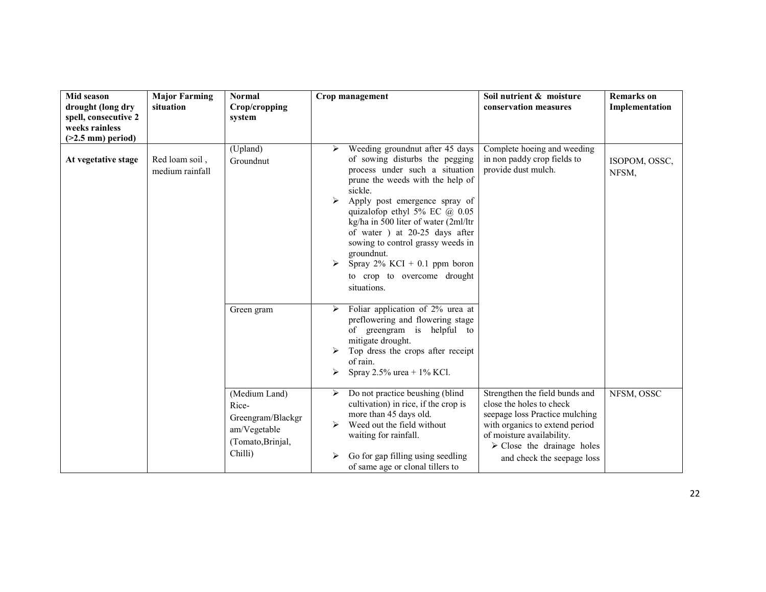| Mid season drought (long dry spell, consecutive 2 weeks rainless (>2.5 mm) period) | Major Farming situation | Normal Crop/cropping system | Crop management | Soil nutrient & moisture conservation measures | Remarks on Implementation |
|---|---|---|---|---|---|
| **At vegetative stage** | Red loam soil , medium rainfall | (Upland) Groundnut | ➢ Weeding groundnut after 45 days of sowing disturbs the pegging process under such a situation prune the weeds with the help of sickle.<br>➢ Apply post emergence spray of quizalofop ethyl 5% EC @ 0.05 kg/ha in 500 liter of water (2ml/ltr of water ) at 20-25 days after sowing to control grassy weeds in groundnut.<br>➢ Spray 2% KCI + 0.1 ppm boron to crop to overcome drought situations. | Complete hoeing and weeding in non paddy crop fields to provide dust mulch. | ISOPOM, OSSC, NFSM, |
| | | Green gram | ➢ Foliar application of 2% urea at preflowering and flowering stage of greengram is helpful to mitigate drought.<br>➢ Top dress the crops after receipt of rain.<br>➢ Spray 2.5% urea + 1% KCl. | | |
| | | (Medium Land) Rice-Greengram/Blackgram/Vegetable (Tomato,Brinjal, Chilli) | ➢ Do not practice beushing (blind cultivation) in rice, if the crop is more than 45 days old.<br>➢ Weed out the field without waiting for rainfall.<br>➢ Go for gap filling using seedling of same age or clonal tillers to | Strengthen the field bunds and close the holes to check seepage loss Practice mulching with organics to extend period of moisture availability.<br>➢ Close the drainage holes and check the seepage loss | NFSM, OSSC |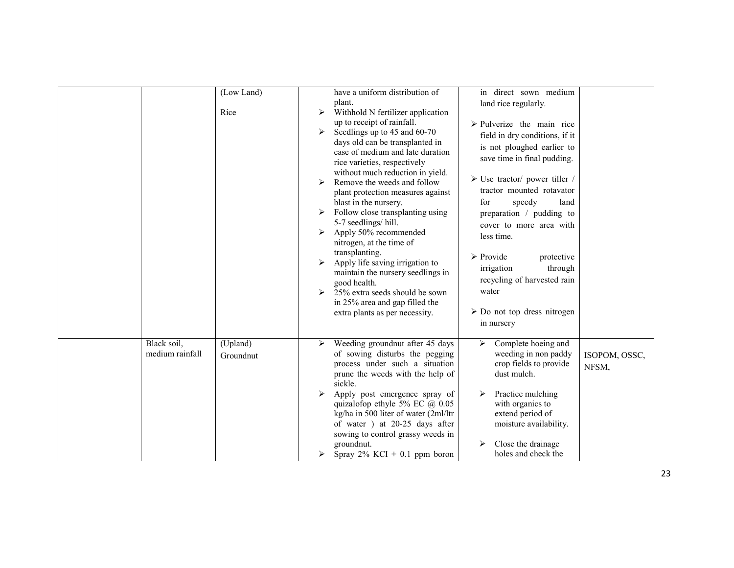|  |  |  |  |  |  |
|---|---|---|---|---|---|
|  |  | (Low Land)<br><br>Rice | have a uniform distribution of plant.<br>➢ Withhold N fertilizer application up to receipt of rainfall.<br>➢ Seedlings up to 45 and 60-70 days old can be transplanted in case of medium and late duration rice varieties, respectively without much reduction in yield.<br>➢ Remove the weeds and follow plant protection measures against blast in the nursery.<br>➢ Follow close transplanting using 5-7 seedlings/ hill.<br>➢ Apply 50% recommended nitrogen, at the time of transplanting.<br>➢ Apply life saving irrigation to maintain the nursery seedlings in good health.<br>➢ 25% extra seeds should be sown in 25% area and gap filled the extra plants as per necessity. | in direct sown medium land rice regularly.<br>➢ Pulverize the main rice field in dry conditions, if it is not ploughed earlier to save time in final pudding.<br>➢ Use tractor/ power tiller / tractor mounted rotavator for speedy land preparation / pudding to cover to more area with less time.<br>➢ Provide protective irrigation through recycling of harvested rain water<br>➢ Do not top dress nitrogen in nursery |  |
|  | Black soil, medium rainfall | (Upland)<br>Groundnut | ➢ Weeding groundnut after 45 days of sowing disturbs the pegging process under such a situation prune the weeds with the help of sickle.<br>➢ Apply post emergence spray of quizalofop ethyle 5% EC @ 0.05 kg/ha in 500 liter of water (2ml/ltr of water ) at 20-25 days after sowing to control grassy weeds in groundnut.<br>➢ Spray 2% KCI + 0.1 ppm boron | ➢ Complete hoeing and weeding in non paddy crop fields to provide dust mulch.<br>➢ Practice mulching with organics to extend period of moisture availability.<br>➢ Close the drainage holes and check the | ISOPOM, OSSC, NFSM, |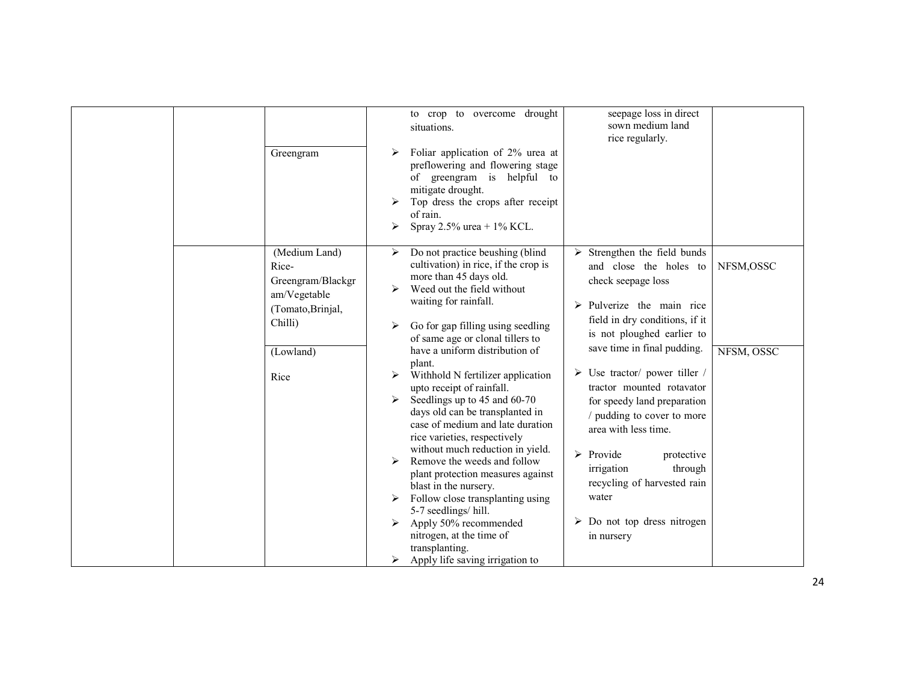| | | | | | |
|---|---|---|---|---|---|
| | | | to crop to overcome drought situations. | seepage loss in direct sown medium land rice regularly. | |
| | | Greengram | ➢ Foliar application of 2% urea at preflowering and flowering stage of greengram is helpful to mitigate drought.<br>➢ Top dress the crops after receipt of rain.<br>➢ Spray 2.5% urea + 1% KCL. | | |
| | | (Medium Land) Rice-Greengram/Blackgram/Vegetable (Tomato,Brinjal, Chilli) | ➢ Do not practice beushing (blind cultivation) in rice, if the crop is more than 45 days old.<br>➢ Weed out the field without waiting for rainfall.<br>➢ Go for gap filling using seedling of same age or clonal tillers to have a uniform distribution of plant.<br>➢ Withhold N fertilizer application upto receipt of rainfall.<br>➢ Seedlings up to 45 and 60-70 days old can be transplanted in case of medium and late duration rice varieties, respectively without much reduction in yield.<br>➢ Remove the weeds and follow plant protection measures against blast in the nursery.<br>➢ Follow close transplanting using 5-7 seedlings/ hill.<br>➢ Apply 50% recommended nitrogen, at the time of transplanting.<br>➢ Apply life saving irrigation to | ➢ Strengthen the field bunds and close the holes to check seepage loss<br>➢ Pulverize the main rice field in dry conditions, if it is not ploughed earlier to save time in final pudding.<br>➢ Use tractor/ power tiller / tractor mounted rotavator for speedy land preparation / pudding to cover to more area with less time.<br>➢ Provide protective irrigation through recycling of harvested rain water<br>➢ Do not top dress nitrogen in nursery | NFSM,OSSC |
| | | (Lowland)<br>Rice | | | NFSM, OSSC |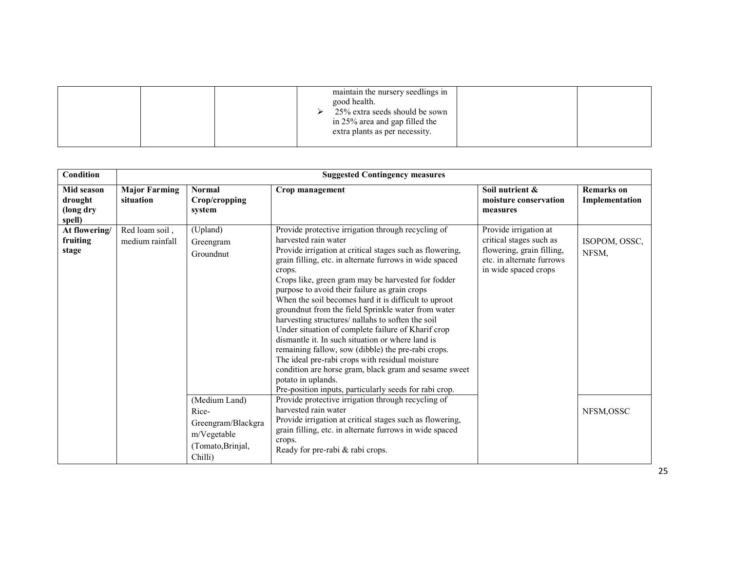|  |  |  | ➢ maintain the nursery seedlings in good health.<br>➢ 25% extra seeds should be sown in 25% area and gap filled the extra plants as per necessity. |  |  |
|---|---|---|---|---|---|

| Condition | Suggested Contingency measures | | | | |
|---|---|---|---|---|---|
| **Mid season drought (long dry spell)** | **Major Farming situation** | **Normal Crop/cropping system** | **Crop management** | **Soil nutrient & moisture conservation measures** | **Remarks on Implementation** |
| **At flowering/ fruiting stage** | Red loam soil , medium rainfall | (Upland)<br>Greengram<br>Groundnut | Provide protective irrigation through recycling of harvested rain water<br>Provide irrigation at critical stages such as flowering, grain filling, etc. in alternate furrows in wide spaced crops.<br>Crops like, green gram may be harvested for fodder purpose to avoid their failure as grain crops<br>When the soil becomes hard it is difficult to uproot groundnut from the field Sprinkle water from water harvesting structures/ nallahs to soften the soil<br>Under situation of complete failure of Kharif crop dismantle it. In such situation or where land is remaining fallow, sow (dibble) the pre-rabi crops.<br>The ideal pre-rabi crops with residual moisture condition are horse gram, black gram and sesame sweet potato in uplands.<br>Pre-position inputs, particularly seeds for rabi crop. | Provide irrigation at critical stages such as flowering, grain filling, etc. in alternate furrows in wide spaced crops | ISOPOM, OSSC, NFSM, |
|  |  | (Medium Land)<br>Rice-Greengram/Blackgram/Vegetable<br>(Tomato,Brinjal, Chilli) | Provide protective irrigation through recycling of harvested rain water<br>Provide irrigation at critical stages such as flowering, grain filling, etc. in alternate furrows in wide spaced crops.<br>Ready for pre-rabi & rabi crops. |  | NFSM,OSSC |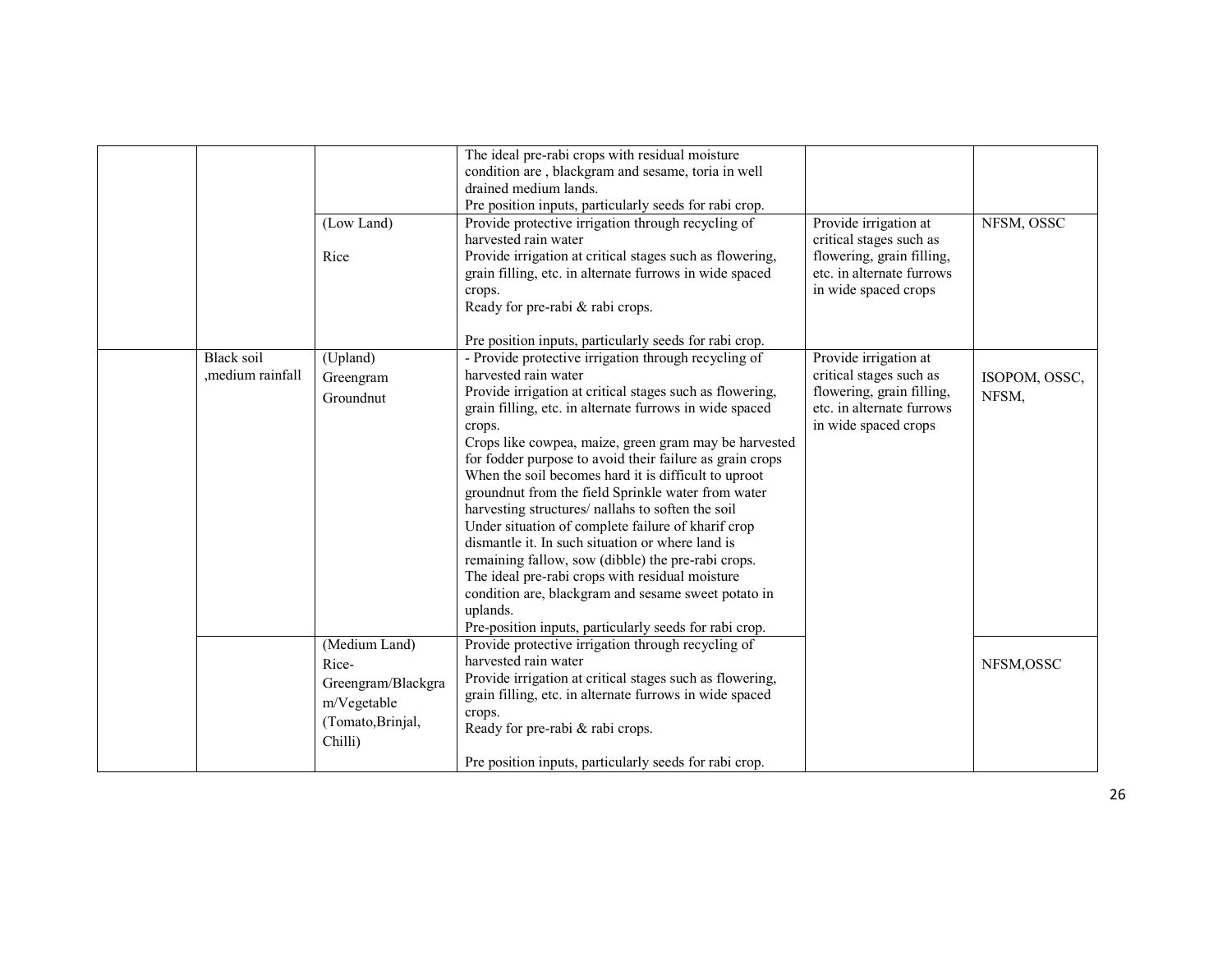|  |  |  |  |  |  |
|---|---|---|---|---|---|
|  |  |  | The ideal pre-rabi crops with residual moisture condition are , blackgram and sesame, toria in well drained medium lands.<br>Pre position inputs, particularly seeds for rabi crop. |  |  |
|  |  | (Low Land)<br><br>Rice | Provide protective irrigation through recycling of harvested rain water<br>Provide irrigation at critical stages such as flowering, grain filling, etc. in alternate furrows in wide spaced crops.<br>Ready for pre-rabi & rabi crops.<br><br>Pre position inputs, particularly seeds for rabi crop. | Provide irrigation at critical stages such as flowering, grain filling, etc. in alternate furrows in wide spaced crops | NFSM, OSSC |
|  | Black soil ,medium rainfall | (Upland)<br>Greengram<br>Groundnut | - Provide protective irrigation through recycling of harvested rain water<br>Provide irrigation at critical stages such as flowering, grain filling, etc. in alternate furrows in wide spaced crops.<br>Crops like cowpea, maize, green gram may be harvested for fodder purpose to avoid their failure as grain crops<br>When the soil becomes hard it is difficult to uproot groundnut from the field Sprinkle water from water harvesting structures/ nallahs to soften the soil<br>Under situation of complete failure of kharif crop dismantle it. In such situation or where land is remaining fallow, sow (dibble) the pre-rabi crops.<br>The ideal pre-rabi crops with residual moisture condition are, blackgram and sesame sweet potato in uplands.<br>Pre-position inputs, particularly seeds for rabi crop. | Provide irrigation at critical stages such as flowering, grain filling, etc. in alternate furrows in wide spaced crops | ISOPOM, OSSC, NFSM, |
|  |  | (Medium Land)<br>Rice-Greengram/Blackgram/Vegetable (Tomato,Brinjal, Chilli) | Provide protective irrigation through recycling of harvested rain water<br>Provide irrigation at critical stages such as flowering, grain filling, etc. in alternate furrows in wide spaced crops.<br>Ready for pre-rabi & rabi crops.<br><br>Pre position inputs, particularly seeds for rabi crop. |  | NFSM,OSSC |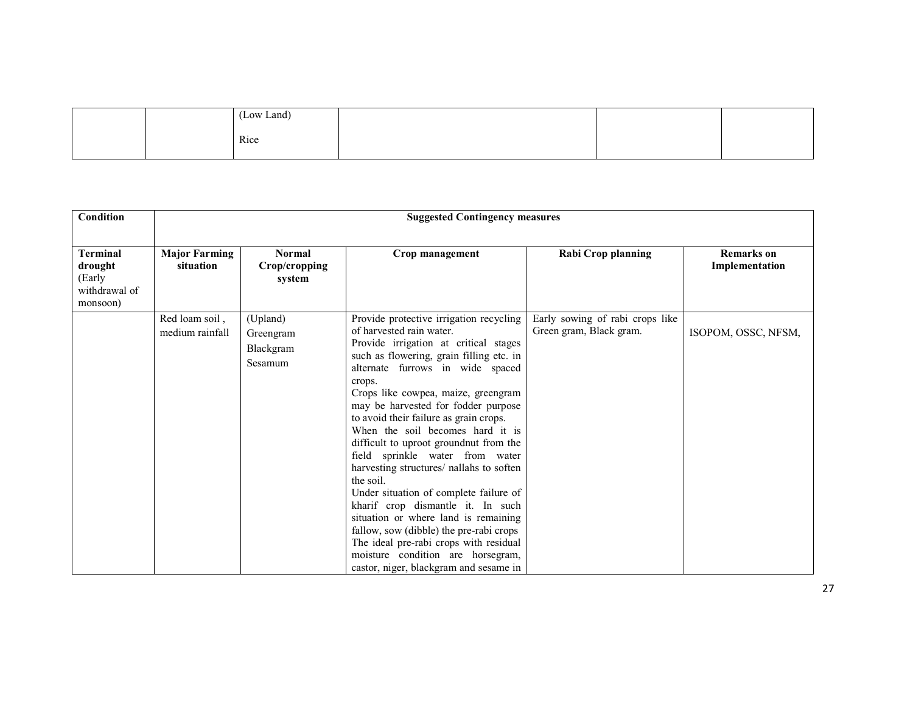| | | (Low Land)<br><br>Rice | | | |
|---|---|---|---|---|---|

| Condition | Suggested Contingency measures | | | | |
|---|---|---|---|---|---|
| **Terminal drought** (Early withdrawal of monsoon) | **Major Farming situation** | **Normal Crop/cropping system** | **Crop management** | **Rabi Crop planning** | **Remarks on Implementation** |
| | Red loam soil , medium rainfall | (Upland)<br>Greengram<br>Blackgram<br>Sesamum | Provide protective irrigation recycling of harvested rain water.<br>Provide irrigation at critical stages such as flowering, grain filling etc. in alternate furrows in wide spaced crops.<br>Crops like cowpea, maize, greengram may be harvested for fodder purpose to avoid their failure as grain crops.<br>When the soil becomes hard it is difficult to uproot groundnut from the field sprinkle water from water harvesting structures/ nallahs to soften the soil.<br>Under situation of complete failure of kharif crop dismantle it. In such situation or where land is remaining fallow, sow (dibble) the pre-rabi crops The ideal pre-rabi crops with residual moisture condition are horsegram, castor, niger, blackgram and sesame in | Early sowing of rabi crops like Green gram, Black gram. | ISOPOM, OSSC, NFSM, |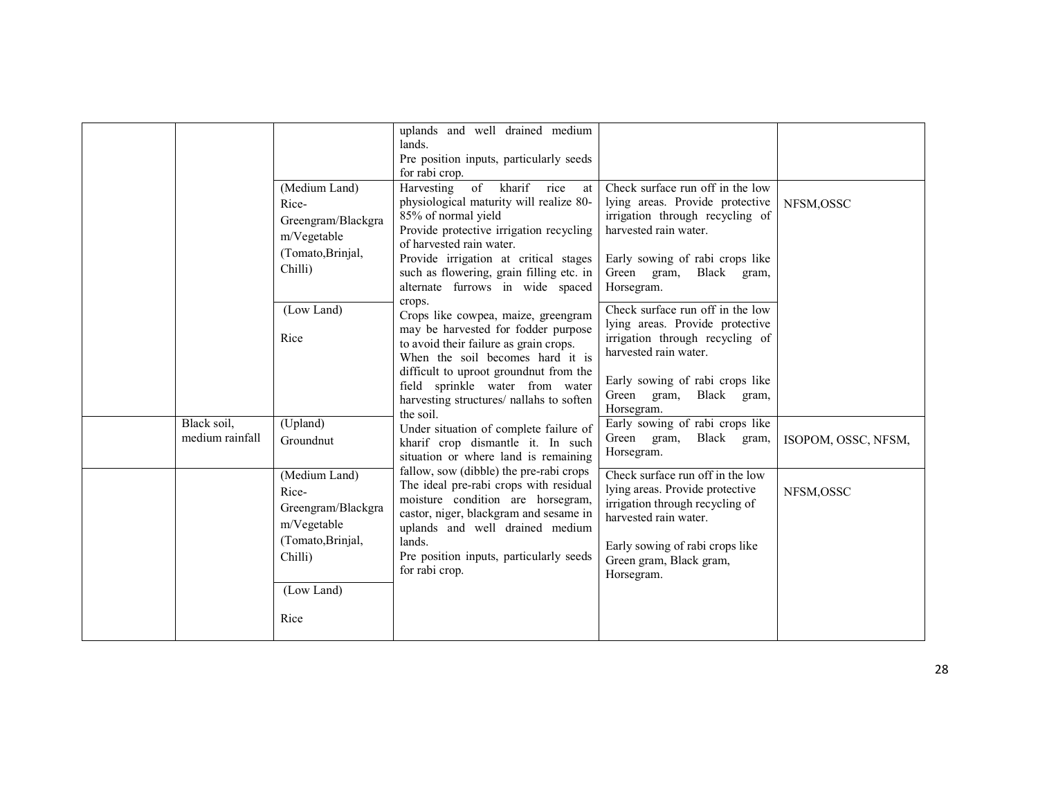| | | | | | |
|---|---|---|---|---|---|
| | | | uplands and well drained medium lands.<br>Pre position inputs, particularly seeds for rabi crop. | | |
| | | (Medium Land)<br>Rice-Greengram/Blackgram/Vegetable (Tomato,Brinjal, Chilli) | Harvesting of kharif rice at physiological maturity will realize 80-85% of normal yield<br>Provide protective irrigation recycling of harvested rain water.<br>Provide irrigation at critical stages such as flowering, grain filling etc. in alternate furrows in wide spaced crops. | Check surface run off in the low lying areas. Provide protective irrigation through recycling of harvested rain water.<br><br>Early sowing of rabi crops like Green gram, Black gram, Horsegram. | NFSM,OSSC |
| | | (Low Land)<br><br>Rice | Crops like cowpea, maize, greengram may be harvested for fodder purpose to avoid their failure as grain crops.<br>When the soil becomes hard it is difficult to uproot groundnut from the field sprinkle water from water harvesting structures/ nallahs to soften the soil. | Check surface run off in the low lying areas. Provide protective irrigation through recycling of harvested rain water.<br><br>Early sowing of rabi crops like Green gram, Black gram, Horsegram. | |
| | Black soil, medium rainfall | (Upland)<br>Groundnut | Under situation of complete failure of kharif crop dismantle it. In such situation or where land is remaining fallow, sow (dibble) the pre-rabi crops | Early sowing of rabi crops like Green gram, Black gram, Horsegram. | ISOPOM, OSSC, NFSM, |
| | | (Medium Land)<br>Rice-Greengram/Blackgram/Vegetable (Tomato,Brinjal, Chilli)<br><br>(Low Land)<br><br>Rice | The ideal pre-rabi crops with residual moisture condition are horsegram, castor, niger, blackgram and sesame in uplands and well drained medium lands.<br>Pre position inputs, particularly seeds for rabi crop. | Check surface run off in the low lying areas. Provide protective irrigation through recycling of harvested rain water.<br><br>Early sowing of rabi crops like Green gram, Black gram, Horsegram. | NFSM,OSSC |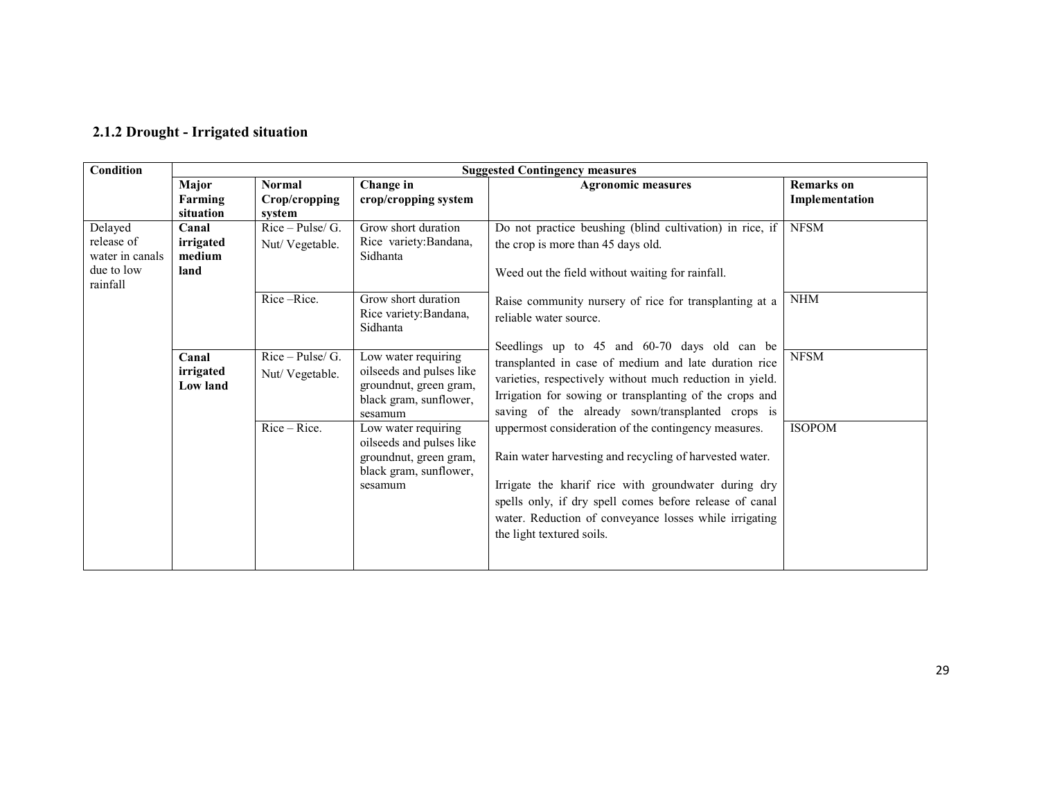### 2.1.2 Drought - Irrigated situation

| Condition | Suggested Contingency measures | | | | |
|---|---|---|---|---|---|
| | **Major Farming situation** | **Normal Crop/cropping system** | **Change in crop/cropping system** | **Agronomic measures** | **Remarks on Implementation** |
| Delayed release of water in canals due to low rainfall | **Canal irrigated medium land** | Rice – Pulse/ G. Nut/ Vegetable. | Grow short duration Rice variety:Bandana, Sidhanta | Do not practice beushing (blind cultivation) in rice, if the crop is more than 45 days old.<br><br>Weed out the field without waiting for rainfall.<br><br>Raise community nursery of rice for transplanting at a reliable water source.<br><br>Seedlings up to 45 and 60-70 days old can be transplanted in case of medium and late duration rice varieties, respectively without much reduction in yield. Irrigation for sowing or transplanting of the crops and saving of the already sown/transplanted crops is uppermost consideration of the contingency measures.<br><br>Rain water harvesting and recycling of harvested water.<br><br>Irrigate the kharif rice with groundwater during dry spells only, if dry spell comes before release of canal water. Reduction of conveyance losses while irrigating the light textured soils. | NFSM |
| | | Rice –Rice. | Grow short duration Rice variety:Bandana, Sidhanta | | NHM |
| | **Canal irrigated Low land** | Rice – Pulse/ G. Nut/ Vegetable. | Low water requiring oilseeds and pulses like groundnut, green gram, black gram, sunflower, sesamum | | NFSM |
| | | Rice – Rice. | Low water requiring oilseeds and pulses like groundnut, green gram, black gram, sunflower, sesamum | | ISOPOM |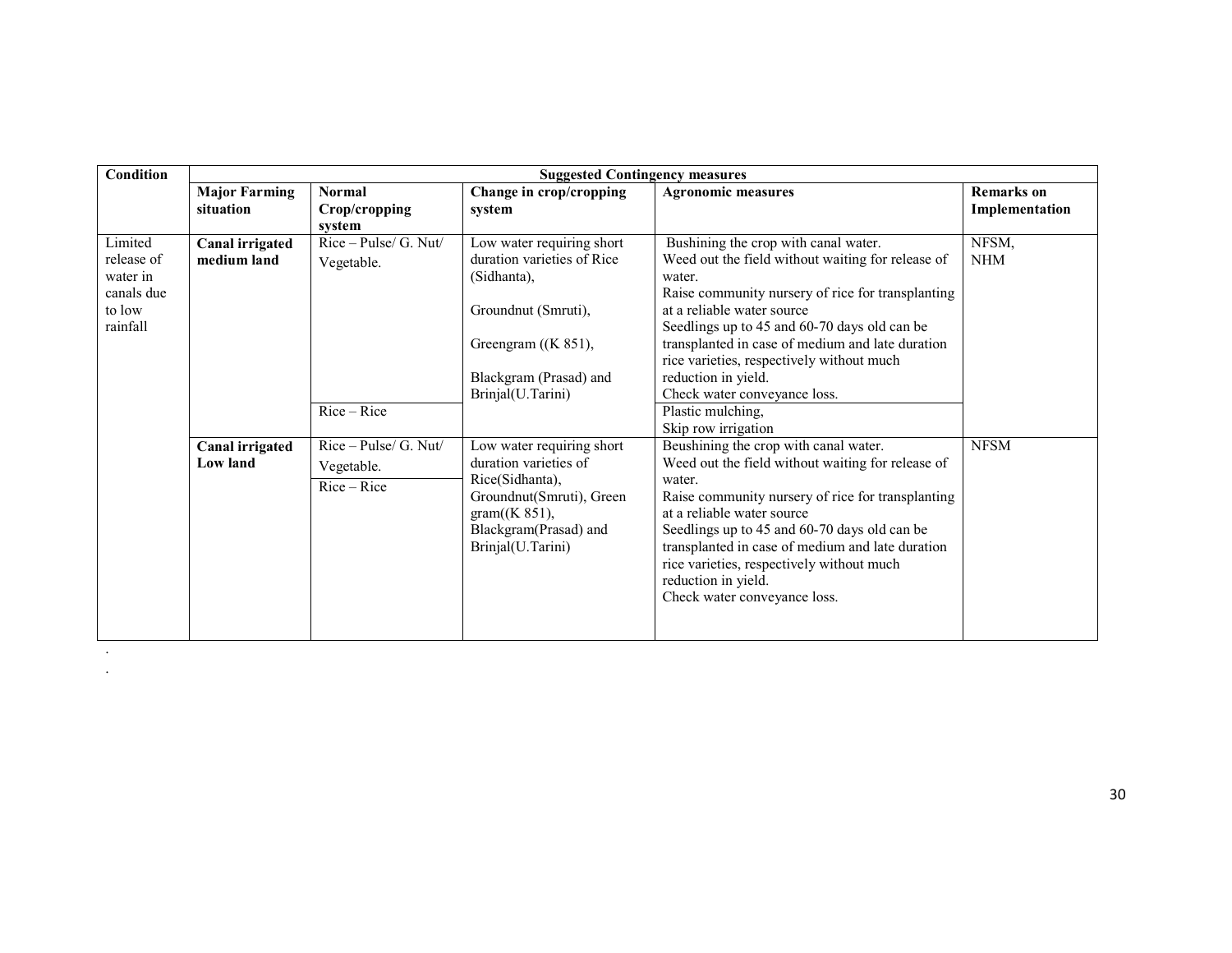| Condition | Suggested Contingency measures | | | | |
|---|---|---|---|---|---|
| | **Major Farming situation** | **Normal Crop/cropping system** | **Change in crop/cropping system** | **Agronomic measures** | **Remarks on Implementation** |
| Limited release of water in canals due to low rainfall | **Canal irrigated medium land** | Rice – Pulse/ G. Nut/ Vegetable. | Low water requiring short duration varieties of Rice (Sidhanta), Groundnut (Smruti), Greengram ((K 851), Blackgram (Prasad) and Brinjal(U.Tarini) | Bushining the crop with canal water. Weed out the field without waiting for release of water. Raise community nursery of rice for transplanting at a reliable water source Seedlings up to 45 and 60-70 days old can be transplanted in case of medium and late duration rice varieties, respectively without much reduction in yield. Check water conveyance loss. | NFSM, NHM |
| | | Rice – Rice | | Plastic mulching, Skip row irrigation | |
| | **Canal irrigated Low land** | Rice – Pulse/ G. Nut/ Vegetable. | Low water requiring short duration varieties of Rice(Sidhanta), Groundnut(Smruti), Green gram((K 851), Blackgram(Prasad) and Brinjal(U.Tarini) | Beushining the crop with canal water. Weed out the field without waiting for release of water. Raise community nursery of rice for transplanting at a reliable water source Seedlings up to 45 and 60-70 days old can be transplanted in case of medium and late duration rice varieties, respectively without much reduction in yield. Check water conveyance loss. | NFSM |
| | | Rice – Rice | | | |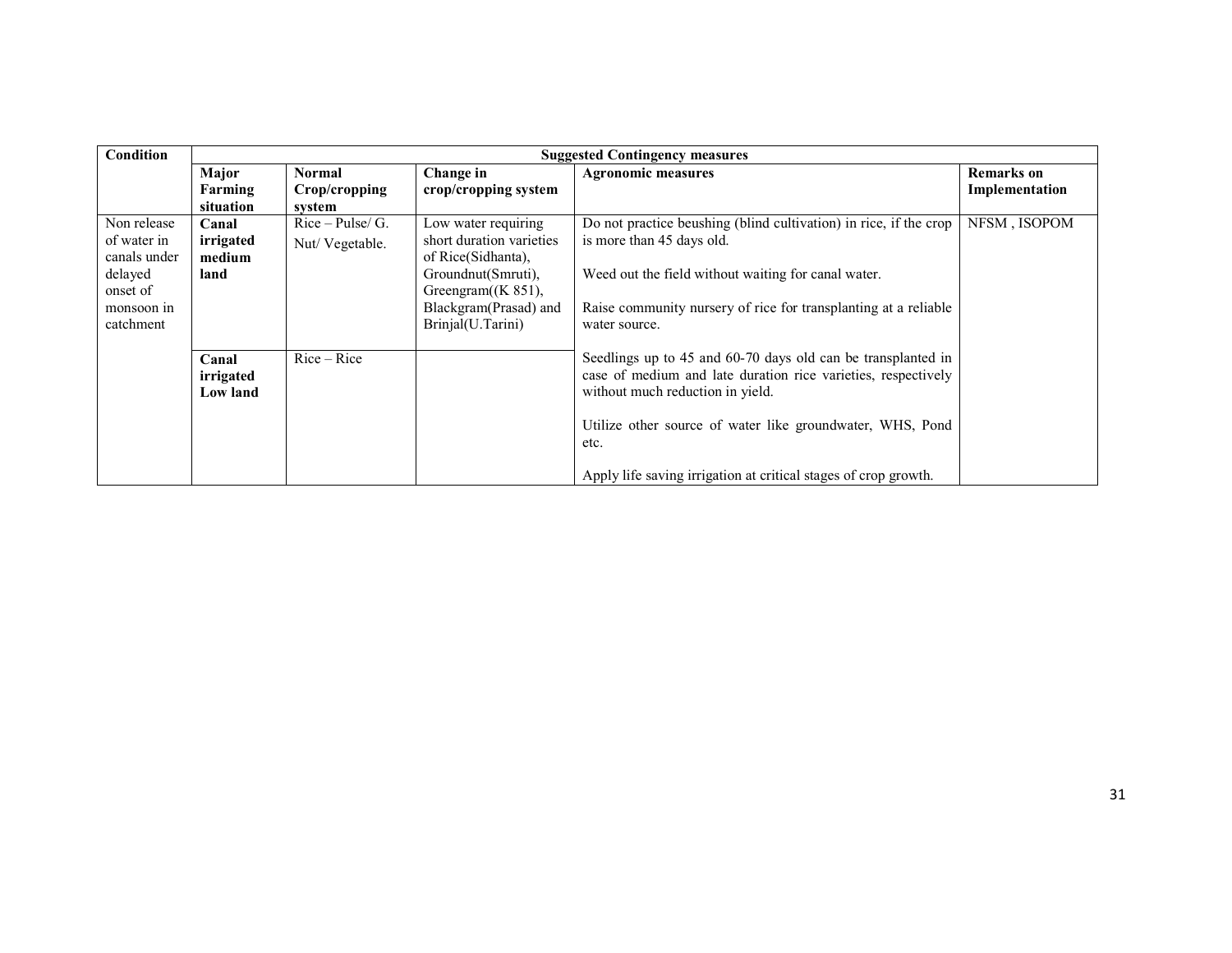| Condition | Suggested Contingency measures | | | | |
|---|---|---|---|---|---|
| | **Major Farming situation** | **Normal Crop/cropping system** | **Change in crop/cropping system** | **Agronomic measures** | **Remarks on Implementation** |
| Non release of water in canals under delayed onset of monsoon in catchment | **Canal irrigated medium land** | Rice – Pulse/ G. Nut/ Vegetable. | Low water requiring short duration varieties of Rice(Sidhanta), Groundnut(Smruti), Greengram((K 851), Blackgram(Prasad) and Brinjal(U.Tarini) | Do not practice beushing (blind cultivation) in rice, if the crop is more than 45 days old.<br><br>Weed out the field without waiting for canal water.<br><br>Raise community nursery of rice for transplanting at a reliable water source.<br><br>Seedlings up to 45 and 60-70 days old can be transplanted in case of medium and late duration rice varieties, respectively without much reduction in yield.<br><br>Utilize other source of water like groundwater, WHS, Pond etc.<br><br>Apply life saving irrigation at critical stages of crop growth. | NFSM , ISOPOM |
| | **Canal irrigated Low land** | Rice – Rice | | | |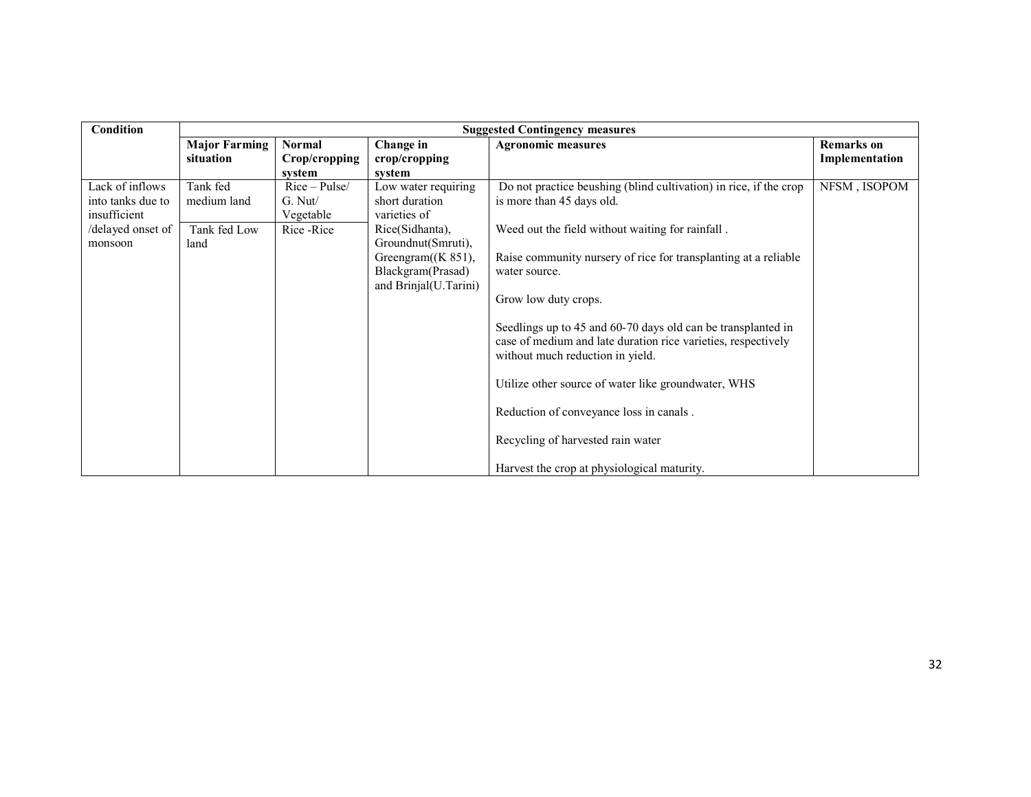| Condition | Suggested Contingency measures | | | | |
|---|---|---|---|---|---|
| | **Major Farming situation** | **Normal Crop/cropping system** | **Change in crop/cropping system** | **Agronomic measures** | **Remarks on Implementation** |
| Lack of inflows into tanks due to insufficient /delayed onset of monsoon | Tank fed medium land<br><br>Tank fed Low land | Rice – Pulse/ G. Nut/ Vegetable<br><br>Rice -Rice | Low water requiring short duration varieties of Rice(Sidhanta), Groundnut(Smruti), Greengram((K 851), Blackgram(Prasad) and Brinjal(U.Tarini) | Do not practice beushing (blind cultivation) in rice, if the crop is more than 45 days old.<br><br>Weed out the field without waiting for rainfall .<br><br>Raise community nursery of rice for transplanting at a reliable water source.<br><br>Grow low duty crops.<br><br>Seedlings up to 45 and 60-70 days old can be transplanted in case of medium and late duration rice varieties, respectively without much reduction in yield.<br><br>Utilize other source of water like groundwater, WHS<br><br>Reduction of conveyance loss in canals .<br><br>Recycling of harvested rain water<br><br>Harvest the crop at physiological maturity. | NFSM , ISOPOM |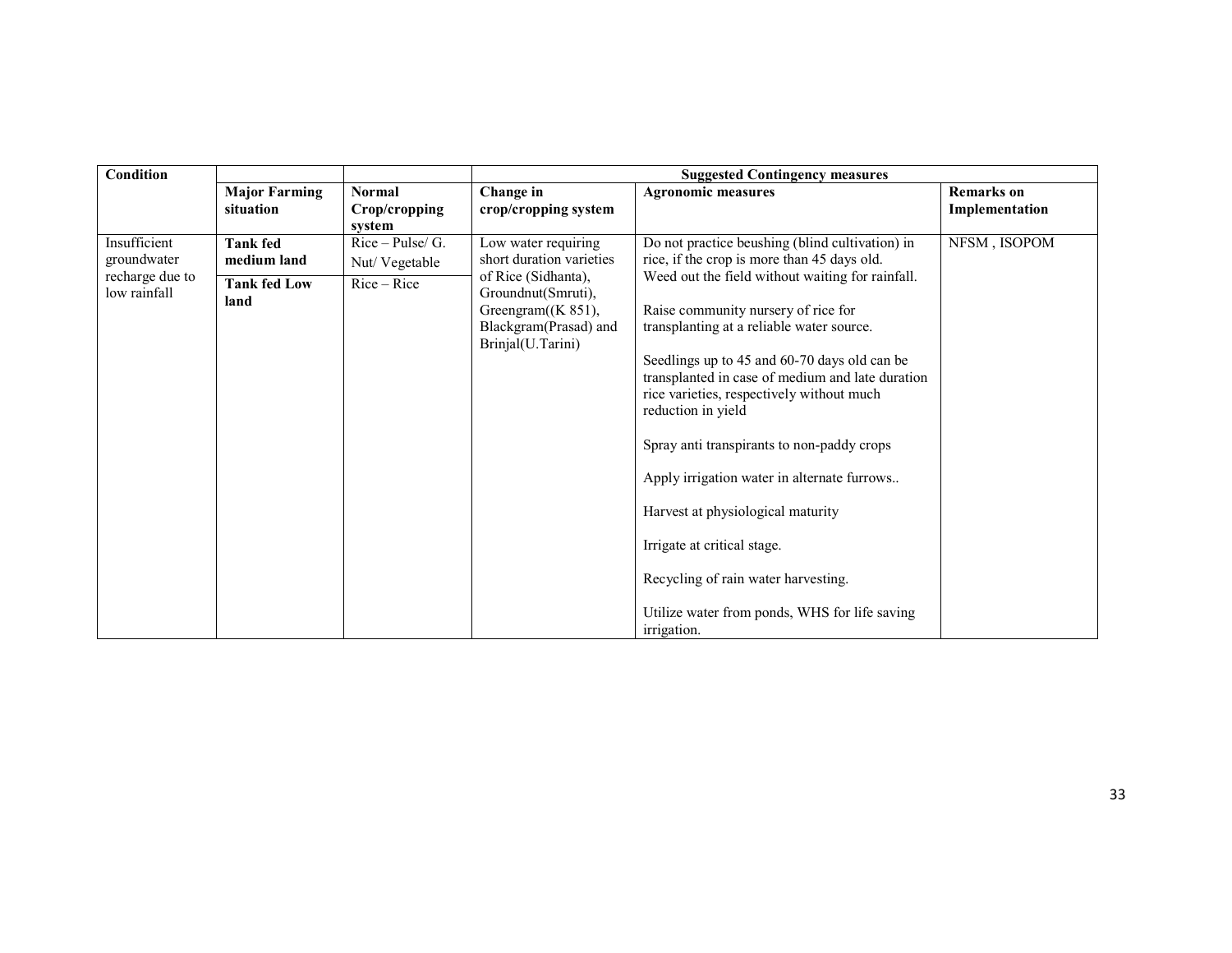| Condition | | | Suggested Contingency measures | | |
|---|---|---|---|---|---|
| | **Major Farming situation** | **Normal Crop/cropping system** | **Change in crop/cropping system** | **Agronomic measures** | **Remarks on Implementation** |
| Insufficient groundwater recharge due to low rainfall | **Tank fed medium land** | Rice – Pulse/ G. Nut/ Vegetable | Low water requiring short duration varieties of Rice (Sidhanta), Groundnut(Smruti), Greengram((K 851), Blackgram(Prasad) and Brinjal(U.Tarini) | Do not practice beushing (blind cultivation) in rice, if the crop is more than 45 days old. Weed out the field without waiting for rainfall.<br><br>Raise community nursery of rice for transplanting at a reliable water source.<br><br>Seedlings up to 45 and 60-70 days old can be transplanted in case of medium and late duration rice varieties, respectively without much reduction in yield<br><br>Spray anti transpirants to non-paddy crops<br><br>Apply irrigation water in alternate furrows..<br><br>Harvest at physiological maturity<br><br>Irrigate at critical stage.<br><br>Recycling of rain water harvesting.<br><br>Utilize water from ponds, WHS for life saving irrigation. | NFSM , ISOPOM |
| | **Tank fed Low land** | Rice – Rice | | | |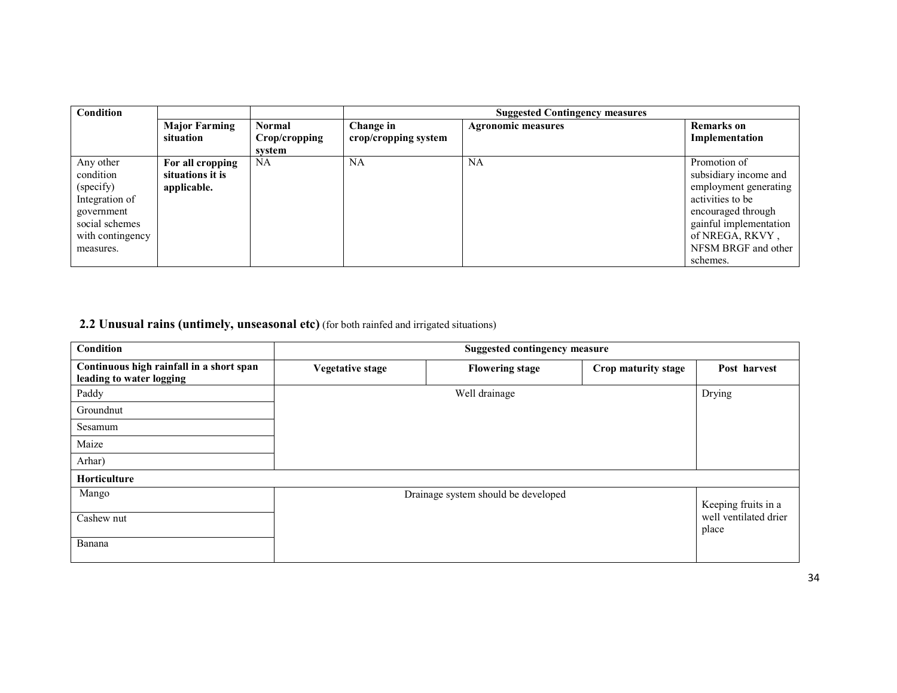| Condition | | | Suggested Contingency measures | | |
|---|---|---|---|---|---|
| | **Major Farming situation** | **Normal Crop/cropping system** | **Change in crop/cropping system** | **Agronomic measures** | **Remarks on Implementation** |
| Any other condition (specify) Integration of government social schemes with contingency measures. | **For all cropping situations it is applicable.** | NA | NA | NA | Promotion of subsidiary income and employment generating activities to be encouraged through gainful implementation of NREGA, RKVY , NFSM BRGF and other schemes. |

## 2.2 Unusual rains (untimely, unseasonal etc) (for both rainfed and irrigated situations)

| Condition | Suggested contingency measure | | | |
|---|---|---|---|---|
| **Continuous high rainfall in a short span leading to water logging** | **Vegetative stage** | **Flowering stage** | **Crop maturity stage** | **Post harvest** |
| Paddy | Well drainage | | | Drying |
| Groundnut | | | | |
| Sesamum | | | | |
| Maize | | | | |
| Arhar) | | | | |
| **Horticulture** | | | | |
| Mango | Drainage system should be developed | | | Keeping fruits in a well ventilated drier place |
| Cashew nut | | | | |
| Banana | | | | |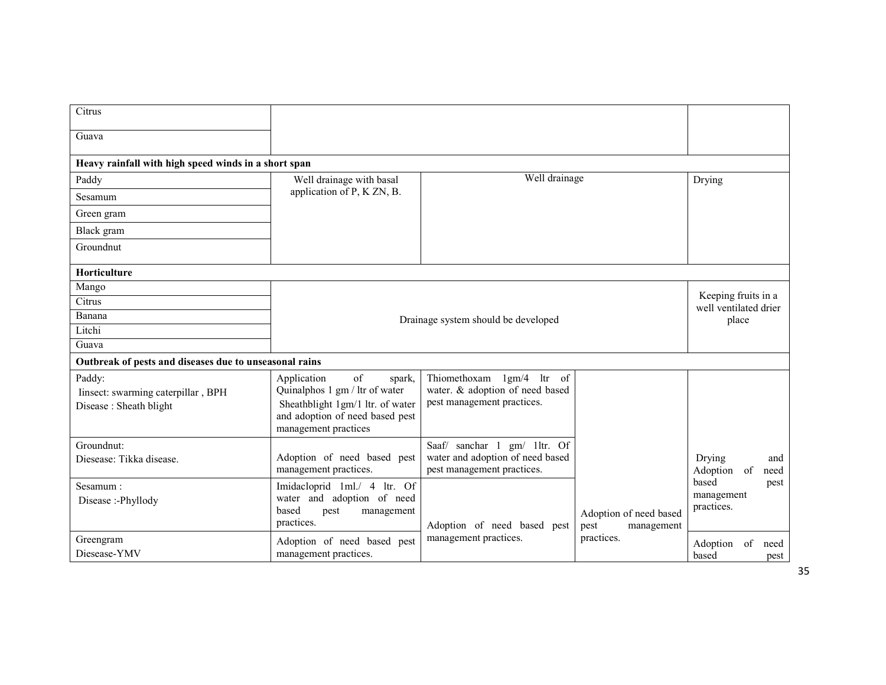| | | | | |
|---|---|---|---|---|
| Citrus | | | | |
| Guava | | | | |
| **Heavy rainfall with high speed winds in a short span** | | | | |
| Paddy | Well drainage with basal application of P, K ZN, B. | Well drainage | | Drying |
| Sesamum | | | | |
| Green gram | | | | |
| Black gram | | | | |
| Groundnut | | | | |
| **Horticulture** | | | | |
| Mango | Drainage system should be developed | | | Keeping fruits in a well ventilated drier place |
| Citrus | | | | |
| Banana | | | | |
| Litchi | | | | |
| Guava | | | | |
| **Outbreak of pests and diseases due to unseasonal rains** | | | | |
| Paddy: Iinsect: swarming caterpillar , BPH Disease : Sheath blight | Application of spark, Quinalphos 1 gm / ltr of water Sheathblight 1gm/1 ltr. of water and adoption of need based pest management practices | Thiomethoxam 1gm/4 ltr of water. & adoption of need based pest management practices. | Adoption of need based pest management practices. | Drying and Adoption of need based pest management practices. |
| Groundnut: Diesease: Tikka disease. | Adoption of need based pest management practices. | Saaf/ sanchar 1 gm/ 1ltr. Of water and adoption of need based pest management practices. | | |
| Sesamum : Disease :-Phyllody | Imidacloprid 1ml./ 4 ltr. Of water and adoption of need based pest management practices. | Adoption of need based pest management practices. | | |
| Greengram Diesease-YMV | Adoption of need based pest management practices. | | | Adoption of need based pest |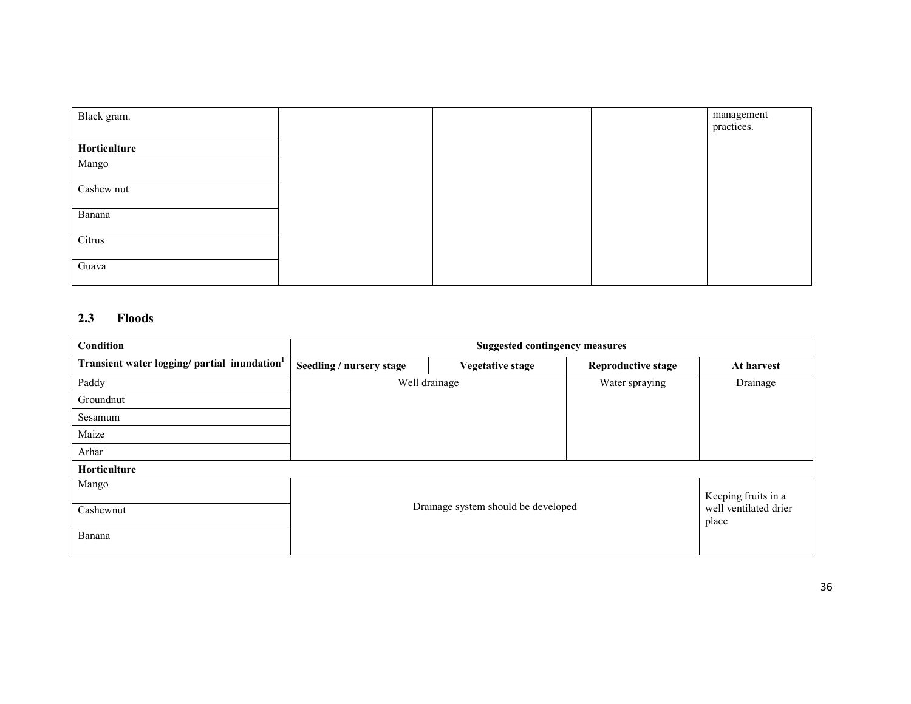| Black gram. | | | | management practices. |
|---|---|---|---|---|
| **Horticulture** | | | | |
| Mango | | | | |
| Cashew nut | | | | |
| Banana | | | | |
| Citrus | | | | |
| Guava | | | | |

## 2.3 Floods

| Condition | Suggested contingency measures | | | |
|---|---|---|---|---|
| **Transient water logging/ partial inundation[1]** | **Seedling / nursery stage** | **Vegetative stage** | **Reproductive stage** | **At harvest** |
| Paddy | Well drainage | | Water spraying | Drainage |
| Groundnut | | | | |
| Sesamum | | | | |
| Maize | | | | |
| Arhar | | | | |
| **Horticulture** | | | | |
| Mango | Drainage system should be developed | | | Keeping fruits in a well ventilated drier place |
| Cashewnut | | | | |
| Banana | | | | |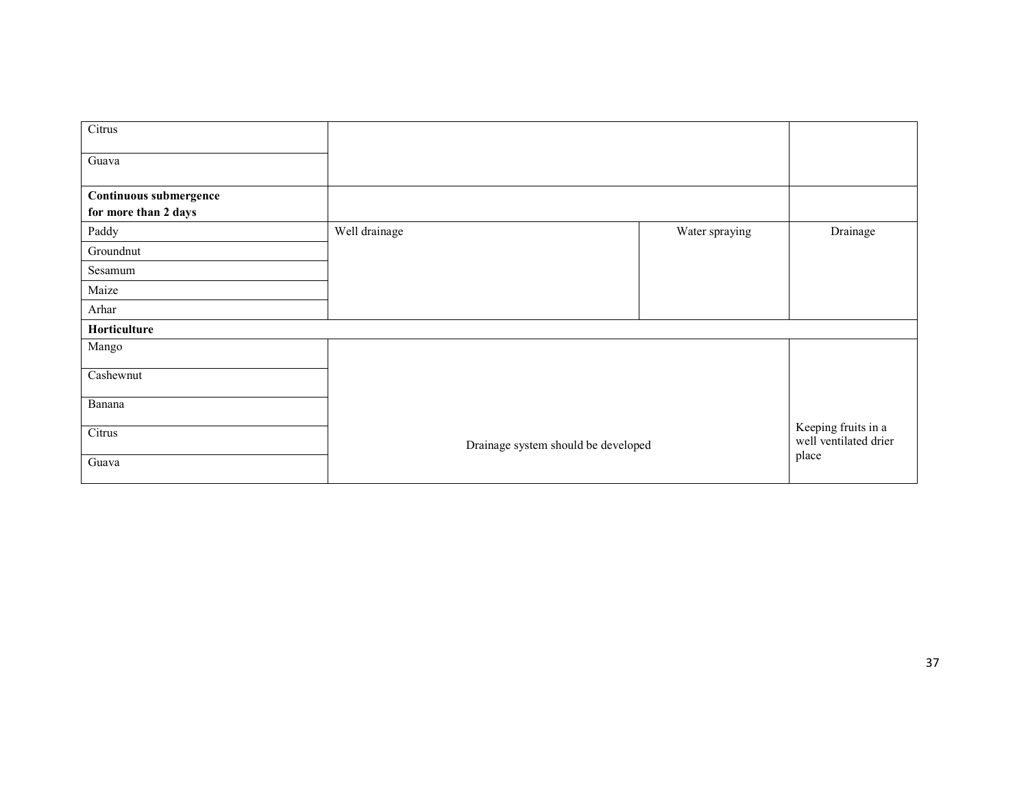| | | | |
|---|---|---|---|
| Citrus | | | |
| Guava | | | |
| **Continuous submergence for more than 2 days** | | | |
| Paddy | Well drainage | Water spraying | Drainage |
| Groundnut | | | |
| Sesamum | | | |
| Maize | | | |
| Arhar | | | |
| **Horticulture** | | | |
| Mango | Drainage system should be developed | | Keeping fruits in a well ventilated drier place |
| Cashewnut | | | |
| Banana | | | |
| Citrus | | | |
| Guava | | | |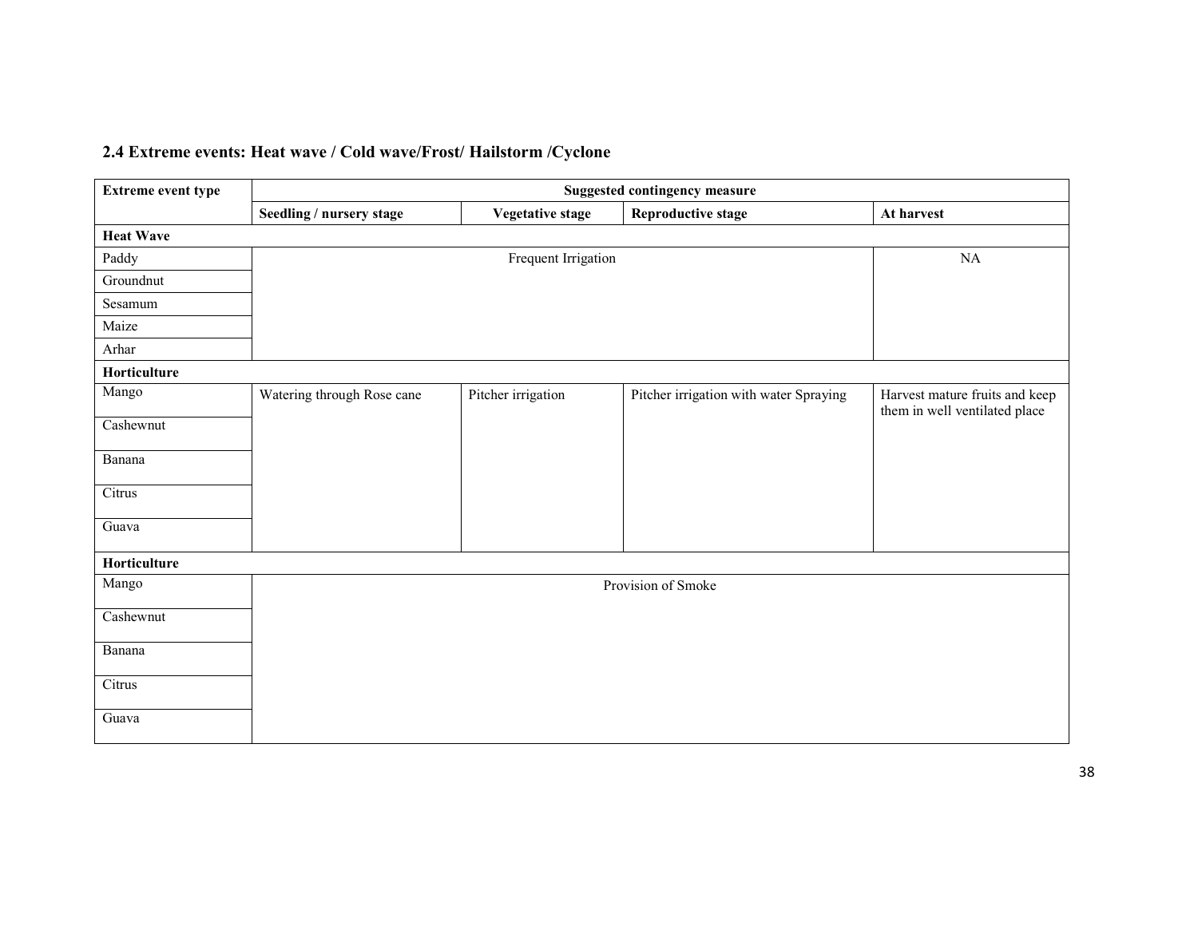## 2.4 Extreme events: Heat wave / Cold wave/Frost/ Hailstorm /Cyclone

| Extreme event type | Suggested contingency measure | | | |
|---|---|---|---|---|
| | **Seedling / nursery stage** | **Vegetative stage** | **Reproductive stage** | **At harvest** |
| **Heat Wave** | | | | |
| Paddy | Frequent Irrigation | | | NA |
| Groundnut | | | | |
| Sesamum | | | | |
| Maize | | | | |
| Arhar | | | | |
| **Horticulture** | | | | |
| Mango | Watering through Rose cane | Pitcher irrigation | Pitcher irrigation with water Spraying | Harvest mature fruits and keep them in well ventilated place |
| Cashewnut | | | | |
| Banana | | | | |
| Citrus | | | | |
| Guava | | | | |
| **Horticulture** | | | | |
| Mango | Provision of Smoke | | | |
| Cashewnut | | | | |
| Banana | | | | |
| Citrus | | | | |
| Guava | | | | |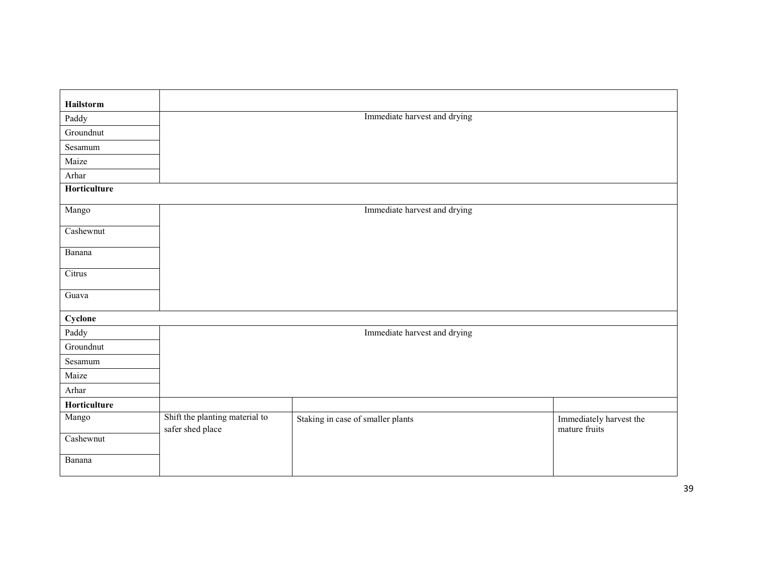| Hailstorm | | | |
|---|---|---|---|
| Paddy | Immediate harvest and drying | | |
| Groundnut | | | |
| Sesamum | | | |
| Maize | | | |
| Arhar | | | |
| **Horticulture** | | | |
| Mango | Immediate harvest and drying | | |
| Cashewnut | | | |
| Banana | | | |
| Citrus | | | |
| Guava | | | |
| **Cyclone** | | | |
| Paddy | Immediate harvest and drying | | |
| Groundnut | | | |
| Sesamum | | | |
| Maize | | | |
| Arhar | | | |
| **Horticulture** | | | |
| Mango | Shift the planting material to safer shed place | Staking in case of smaller plants | Immediately harvest the mature fruits |
| Cashewnut | | | |
| Banana | | | |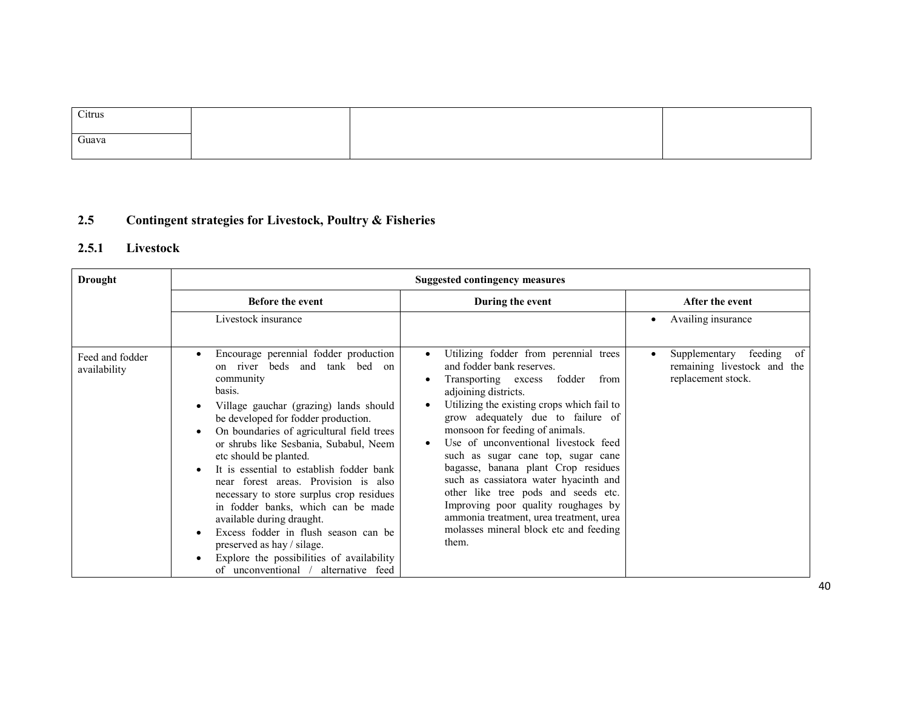| Citrus | | | |
|---|---|---|---|
| Guava | | | |

## 2.5 Contingent strategies for Livestock, Poultry & Fisheries

### 2.5.1 Livestock

| Drought | Suggested contingency measures | | |
|---|---|---|---|
| | **Before the event** | **During the event** | **After the event** |
| | Livestock insurance | | • Availing insurance |
| Feed and fodder availability | • Encourage perennial fodder production on river beds and tank bed on community basis.<br>• Village gauchar (grazing) lands should be developed for fodder production.<br>• On boundaries of agricultural field trees or shrubs like Sesbania, Subabul, Neem etc should be planted.<br>• It is essential to establish fodder bank near forest areas. Provision is also necessary to store surplus crop residues in fodder banks, which can be made available during draught.<br>• Excess fodder in flush season can be preserved as hay / silage.<br>• Explore the possibilities of availability of unconventional / alternative feed | • Utilizing fodder from perennial trees and fodder bank reserves.<br>• Transporting excess fodder from adjoining districts.<br>• Utilizing the existing crops which fail to grow adequately due to failure of monsoon for feeding of animals.<br>• Use of unconventional livestock feed such as sugar cane top, sugar cane bagasse, banana plant Crop residues such as cassiatora water hyacinth and other like tree pods and seeds etc. Improving poor quality roughages by ammonia treatment, urea treatment, urea molasses mineral block etc and feeding them. | • Supplementary feeding of remaining livestock and the replacement stock. |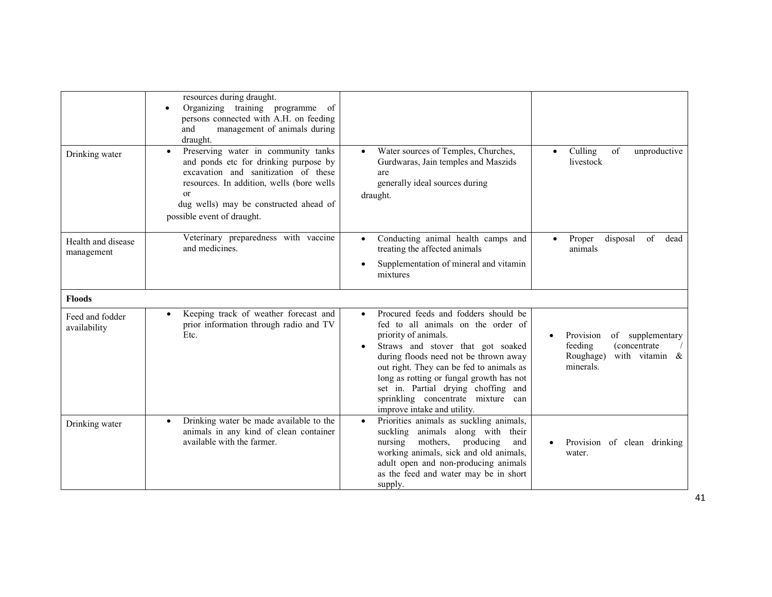| | | | |
|---|---|---|---|
| | resources during draught.<br>• Organizing training programme of persons connected with A.H. on feeding and management of animals during draught. | | |
| Drinking water | • Preserving water in community tanks and ponds etc for drinking purpose by excavation and sanitization of these resources. In addition, wells (bore wells or dug wells) may be constructed ahead of possible event of draught. | • Water sources of Temples, Churches, Gurdwaras, Jain temples and Maszids are generally ideal sources during draught. | • Culling of unproductive livestock |
| Health and disease management | Veterinary preparedness with vaccine and medicines. | • Conducting animal health camps and treating the affected animals<br>• Supplementation of mineral and vitamin mixtures | • Proper disposal of dead animals |
| **Floods** | | | |
| Feed and fodder availability | • Keeping track of weather forecast and prior information through radio and TV Etc. | • Procured feeds and fodders should be fed to all animals on the order of priority of animals.<br>• Straws and stover that got soaked during floods need not be thrown away out right. They can be fed to animals as long as rotting or fungal growth has not set in. Partial drying choffing and sprinkling concentrate mixture can improve intake and utility. | • Provision of supplementary feeding (concentrate / Roughage) with vitamin & minerals. |
| Drinking water | • Drinking water be made available to the animals in any kind of clean container available with the farmer. | • Priorities animals as suckling animals, suckling animals along with their nursing mothers, producing and working animals, sick and old animals, adult open and non-producing animals as the feed and water may be in short supply. | • Provision of clean drinking water. |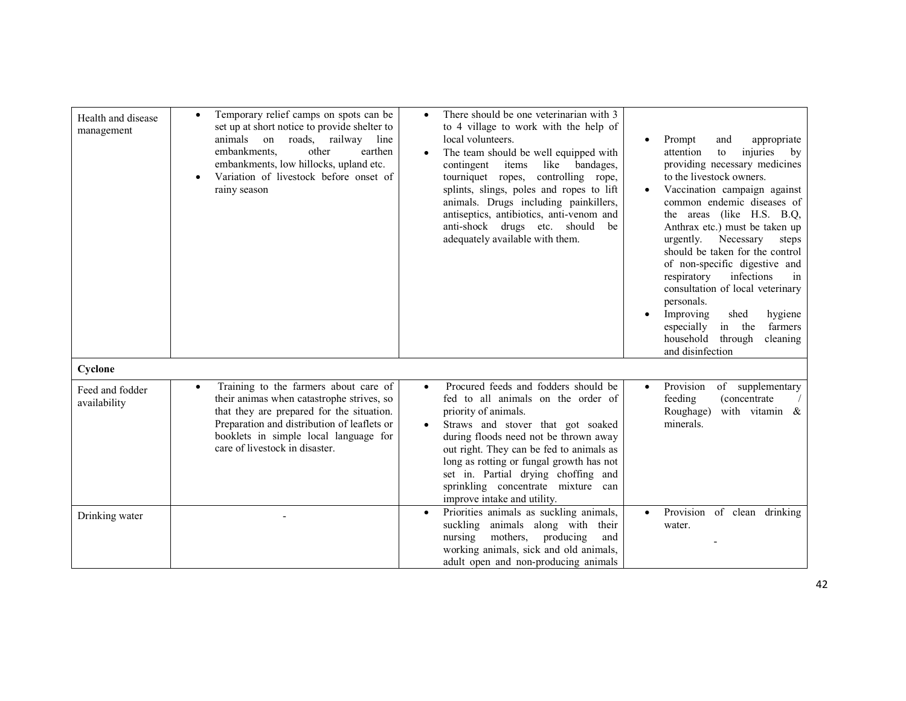| | | | |
|---|---|---|---|
| Health and disease management | • Temporary relief camps on spots can be set up at short notice to provide shelter to animals on roads, railway line embankments, other earthen embankments, low hillocks, upland etc.<br>• Variation of livestock before onset of rainy season | • There should be one veterinarian with 3 to 4 village to work with the help of local volunteers.<br>• The team should be well equipped with contingent items like bandages, tourniquet ropes, controlling rope, splints, slings, poles and ropes to lift animals. Drugs including painkillers, antiseptics, antibiotics, anti-venom and anti-shock drugs etc. should be adequately available with them. | • Prompt and appropriate attention to injuries by providing necessary medicines to the livestock owners.<br>• Vaccination campaign against common endemic diseases of the areas (like H.S. B.Q, Anthrax etc.) must be taken up urgently. Necessary steps should be taken for the control of non-specific digestive and respiratory infections in consultation of local veterinary personals.<br>• Improving shed hygiene especially in the farmers household through cleaning and disinfection |
| **Cyclone** | | | |
| Feed and fodder availability | • Training to the farmers about care of their animas when catastrophe strives, so that they are prepared for the situation. Preparation and distribution of leaflets or booklets in simple local language for care of livestock in disaster. | • Procured feeds and fodders should be fed to all animals on the order of priority of animals.<br>• Straws and stover that got soaked during floods need not be thrown away out right. They can be fed to animals as long as rotting or fungal growth has not set in. Partial drying choffing and sprinkling concentrate mixture can improve intake and utility. | • Provision of supplementary feeding (concentrate / Roughage) with vitamin & minerals. |
| Drinking water | - | • Priorities animals as suckling animals, suckling animals along with their nursing mothers, producing and working animals, sick and old animals, adult open and non-producing animals | • Provision of clean drinking water.<br>- |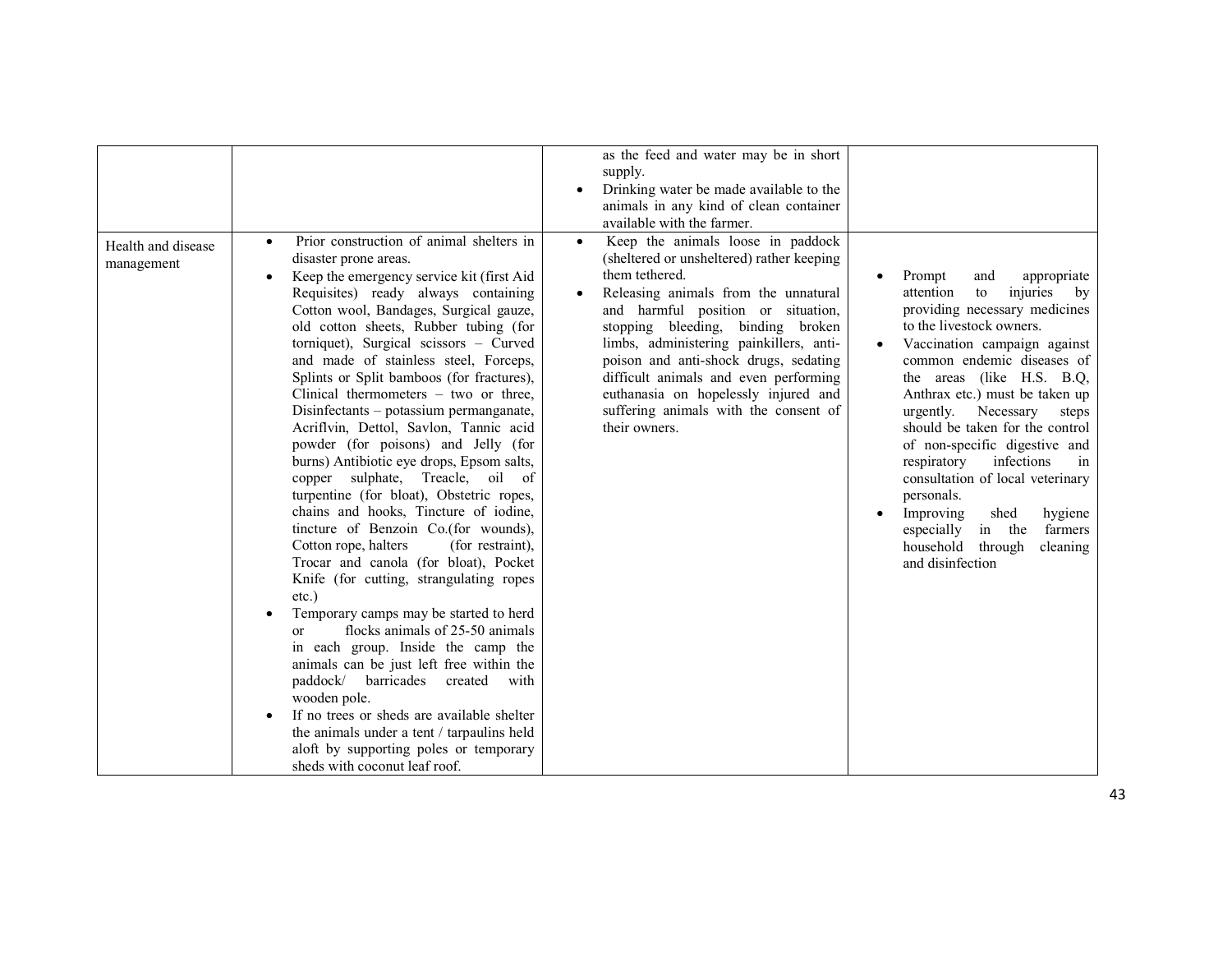| | | | |
|---|---|---|---|
| | | as the feed and water may be in short supply.<br>• Drinking water be made available to the animals in any kind of clean container available with the farmer. | |
| Health and disease management | • Prior construction of animal shelters in disaster prone areas.<br>• Keep the emergency service kit (first Aid Requisites) ready always containing Cotton wool, Bandages, Surgical gauze, old cotton sheets, Rubber tubing (for torniquet), Surgical scissors – Curved and made of stainless steel, Forceps, Splints or Split bamboos (for fractures), Clinical thermometers – two or three, Disinfectants – potassium permanganate, Acriflvin, Dettol, Savlon, Tannic acid powder (for poisons) and Jelly (for burns) Antibiotic eye drops, Epsom salts, copper sulphate, Treacle, oil of turpentine (for bloat), Obstetric ropes, chains and hooks, Tincture of iodine, tincture of Benzoin Co.(for wounds), Cotton rope, halters (for restraint), Trocar and canola (for bloat), Pocket Knife (for cutting, strangulating ropes etc.)<br>• Temporary camps may be started to herd or flocks animals of 25-50 animals in each group. Inside the camp the animals can be just left free within the paddock/ barricades created with wooden pole.<br>• If no trees or sheds are available shelter the animals under a tent / tarpaulins held aloft by supporting poles or temporary sheds with coconut leaf roof. | • Keep the animals loose in paddock (sheltered or unsheltered) rather keeping them tethered.<br>• Releasing animals from the unnatural and harmful position or situation, stopping bleeding, binding broken limbs, administering painkillers, anti-poison and anti-shock drugs, sedating difficult animals and even performing euthanasia on hopelessly injured and suffering animals with the consent of their owners. | • Prompt and appropriate attention to injuries by providing necessary medicines to the livestock owners.<br>• Vaccination campaign against common endemic diseases of the areas (like H.S. B.Q, Anthrax etc.) must be taken up urgently. Necessary steps should be taken for the control of non-specific digestive and respiratory infections in consultation of local veterinary personals.<br>• Improving shed hygiene especially in the farmers household through cleaning and disinfection |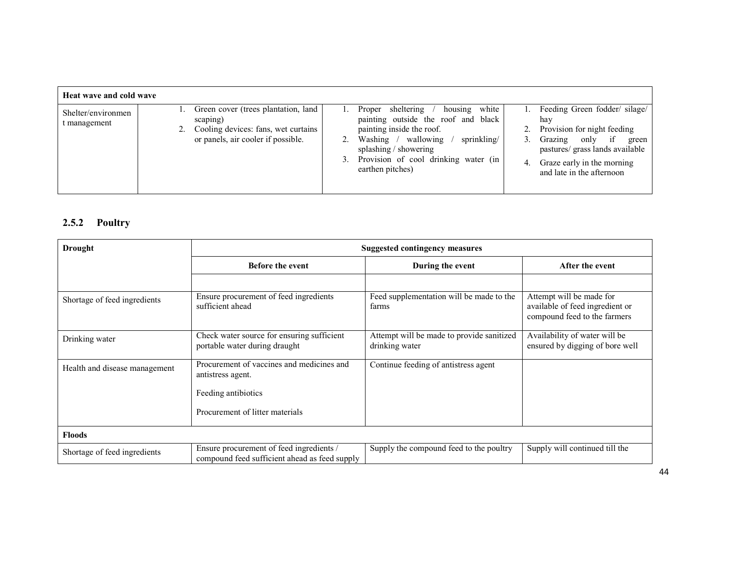| Heat wave and cold wave | | | |
|---|---|---|---|
| Shelter/environment management | 1. Green cover (trees plantation, land scaping)<br>2. Cooling devices: fans, wet curtains or panels, air cooler if possible. | 1. Proper sheltering / housing white painting outside the roof and black painting inside the roof.<br>2. Washing / wallowing / sprinkling/ splashing / showering<br>3. Provision of cool drinking water (in earthen pitches) | 1. Feeding Green fodder/ silage/ hay<br>2. Provision for night feeding<br>3. Grazing only if green pastures/ grass lands available<br>4. Graze early in the morning and late in the afternoon |

### 2.5.2 Poultry

| Drought | Suggested contingency measures | | |
|---|---|---|---|
| | **Before the event** | **During the event** | **After the event** |
| | | | |
| Shortage of feed ingredients | Ensure procurement of feed ingredients sufficient ahead | Feed supplementation will be made to the farms | Attempt will be made for available of feed ingredient or compound feed to the farmers |
| Drinking water | Check water source for ensuring sufficient portable water during draught | Attempt will be made to provide sanitized drinking water | Availability of water will be ensured by digging of bore well |
| Health and disease management | Procurement of vaccines and medicines and antistress agent.<br><br>Feeding antibiotics<br><br>Procurement of litter materials | Continue feeding of antistress agent | |
| **Floods** | | | |
| Shortage of feed ingredients | Ensure procurement of feed ingredients / compound feed sufficient ahead as feed supply | Supply the compound feed to the poultry | Supply will continued till the |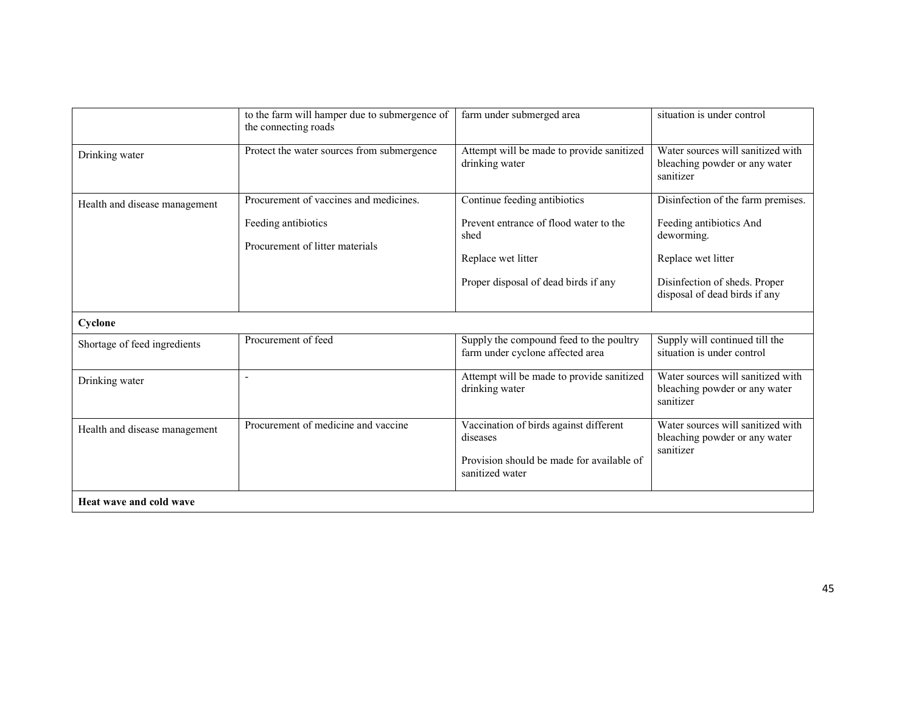| | | | |
|---|---|---|---|
| | to the farm will hamper due to submergence of the connecting roads | farm under submerged area | situation is under control |
| Drinking water | Protect the water sources from submergence | Attempt will be made to provide sanitized drinking water | Water sources will sanitized with bleaching powder or any water sanitizer |
| Health and disease management | Procurement of vaccines and medicines.<br><br>Feeding antibiotics<br><br>Procurement of litter materials | Continue feeding antibiotics<br><br>Prevent entrance of flood water to the shed<br><br>Replace wet litter<br><br>Proper disposal of dead birds if any | Disinfection of the farm premises.<br><br>Feeding antibiotics And deworming.<br><br>Replace wet litter<br><br>Disinfection of sheds. Proper disposal of dead birds if any |
| **Cyclone** | | | |
| Shortage of feed ingredients | Procurement of feed | Supply the compound feed to the poultry farm under cyclone affected area | Supply will continued till the situation is under control |
| Drinking water | - | Attempt will be made to provide sanitized drinking water | Water sources will sanitized with bleaching powder or any water sanitizer |
| Health and disease management | Procurement of medicine and vaccine | Vaccination of birds against different diseases<br><br>Provision should be made for available of sanitized water | Water sources will sanitized with bleaching powder or any water sanitizer |
| **Heat wave and cold wave** | | | |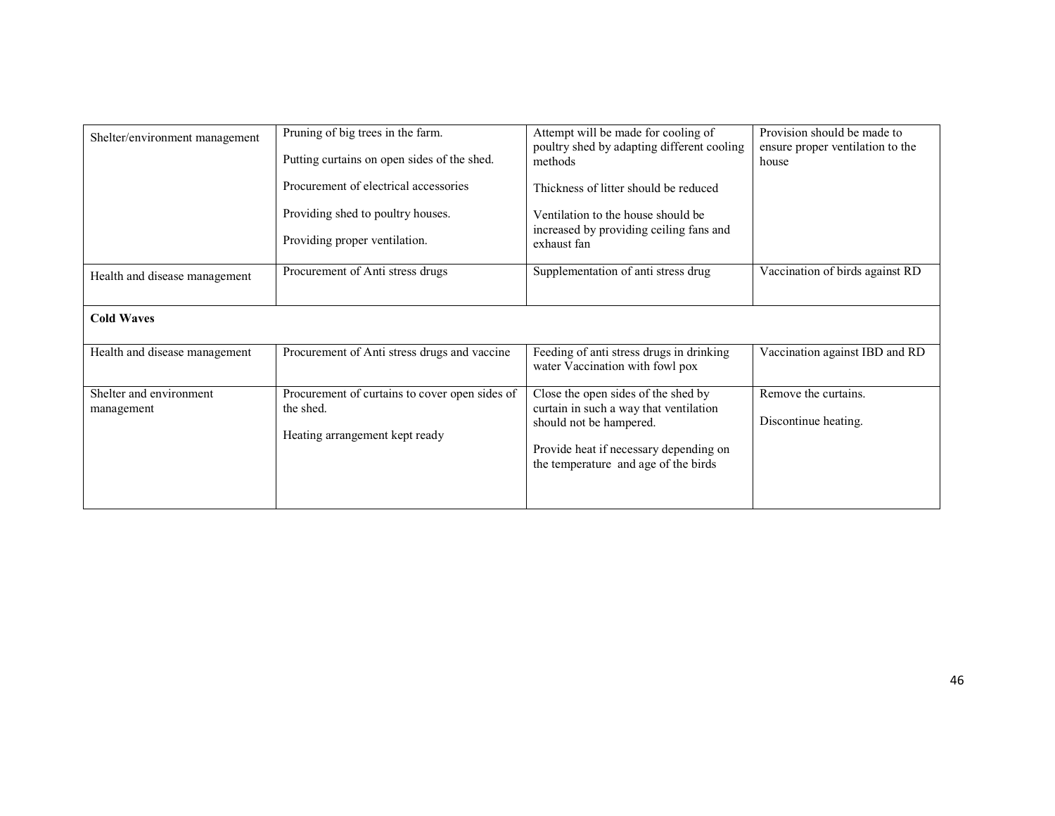| | | | |
|---|---|---|---|
| Shelter/environment management | Pruning of big trees in the farm.<br><br>Putting curtains on open sides of the shed.<br><br>Procurement of electrical accessories<br><br>Providing shed to poultry houses.<br><br>Providing proper ventilation. | Attempt will be made for cooling of poultry shed by adapting different cooling methods<br><br>Thickness of litter should be reduced<br><br>Ventilation to the house should be increased by providing ceiling fans and exhaust fan | Provision should be made to ensure proper ventilation to the house |
| Health and disease management | Procurement of Anti stress drugs | Supplementation of anti stress drug | Vaccination of birds against RD |
| **Cold Waves** | | | |
| Health and disease management | Procurement of Anti stress drugs and vaccine | Feeding of anti stress drugs in drinking water Vaccination with fowl pox | Vaccination against IBD and RD |
| Shelter and environment management | Procurement of curtains to cover open sides of the shed.<br><br>Heating arrangement kept ready | Close the open sides of the shed by curtain in such a way that ventilation should not be hampered.<br><br>Provide heat if necessary depending on the temperature and age of the birds | Remove the curtains.<br><br>Discontinue heating. |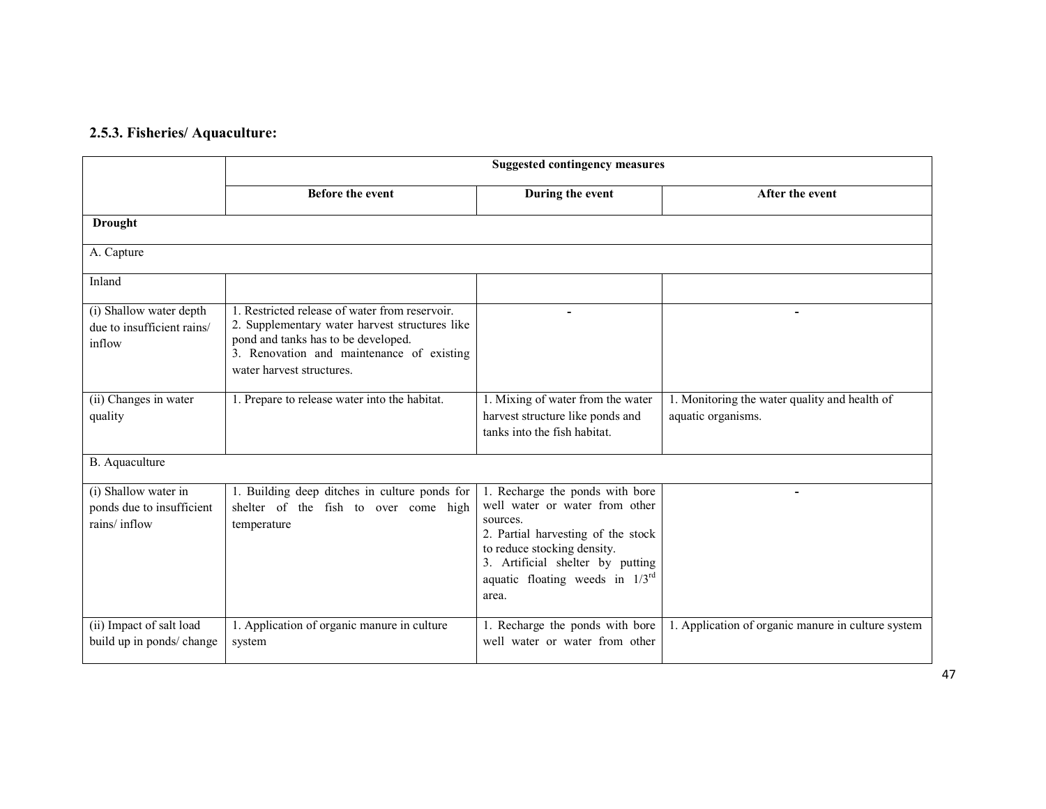### 2.5.3. Fisheries/ Aquaculture:

| | Suggested contingency measures | | |
|---|---|---|---|
| | **Before the event** | **During the event** | **After the event** |
| **Drought** | | | |
| A. Capture | | | |
| Inland | | | |
| (i) Shallow water depth due to insufficient rains/ inflow | 1. Restricted release of water from reservoir.<br>2. Supplementary water harvest structures like pond and tanks has to be developed.<br>3. Renovation and maintenance of existing water harvest structures. | - | - |
| (ii) Changes in water quality | 1. Prepare to release water into the habitat. | 1. Mixing of water from the water harvest structure like ponds and tanks into the fish habitat. | 1. Monitoring the water quality and health of aquatic organisms. |
| B. Aquaculture | | | |
| (i) Shallow water in ponds due to insufficient rains/ inflow | 1. Building deep ditches in culture ponds for shelter of the fish to over come high temperature | 1. Recharge the ponds with bore well water or water from other sources.<br>2. Partial harvesting of the stock to reduce stocking density.<br>3. Artificial shelter by putting aquatic floating weeds in 1/3[rd] area. | - |
| (ii) Impact of salt load build up in ponds/ change | 1. Application of organic manure in culture system | 1. Recharge the ponds with bore well water or water from other | 1. Application of organic manure in culture system |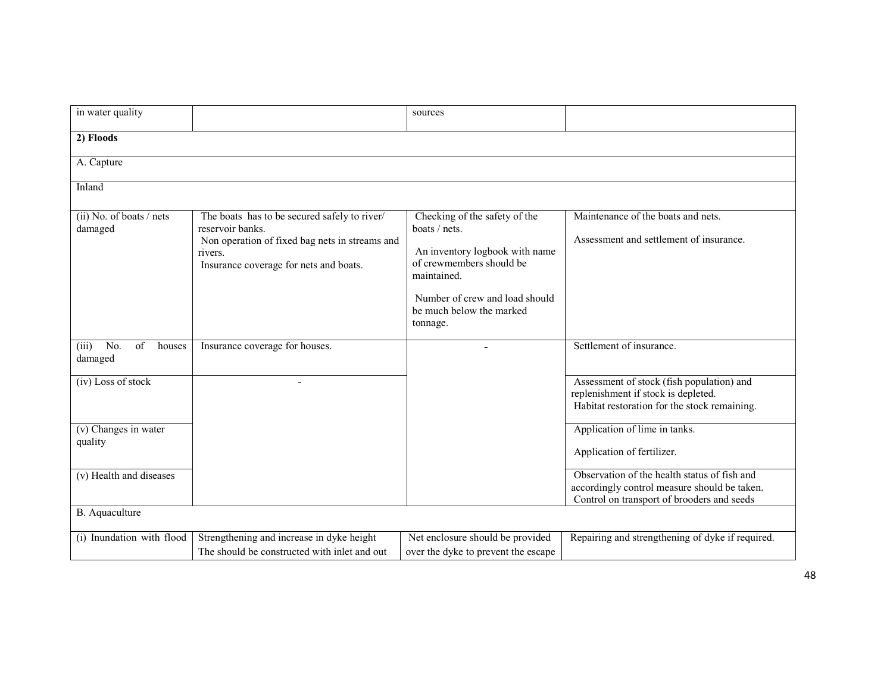| in water quality | | sources | |
|---|---|---|---|
| **2) Floods** | | | |
| A. Capture | | | |
| Inland | | | |
| (ii) No. of boats / nets damaged | The boats has to be secured safely to river/ reservoir banks.<br>Non operation of fixed bag nets in streams and rivers.<br>Insurance coverage for nets and boats. | Checking of the safety of the boats / nets.<br><br>An inventory logbook with name of crewmembers should be maintained.<br><br>Number of crew and load should be much below the marked tonnage. | Maintenance of the boats and nets.<br><br>Assessment and settlement of insurance. |
| (iii) No. of houses damaged | Insurance coverage for houses. | - | Settlement of insurance. |
| (iv) Loss of stock | - | | Assessment of stock (fish population) and replenishment if stock is depleted.<br>Habitat restoration for the stock remaining. |
| (v) Changes in water quality | | | Application of lime in tanks.<br><br>Application of fertilizer. |
| (v) Health and diseases | | | Observation of the health status of fish and accordingly control measure should be taken.<br>Control on transport of brooders and seeds |
| B. Aquaculture | | | |
| (i) Inundation with flood | Strengthening and increase in dyke height<br>The should be constructed with inlet and out | Net enclosure should be provided over the dyke to prevent the escape | Repairing and strengthening of dyke if required. |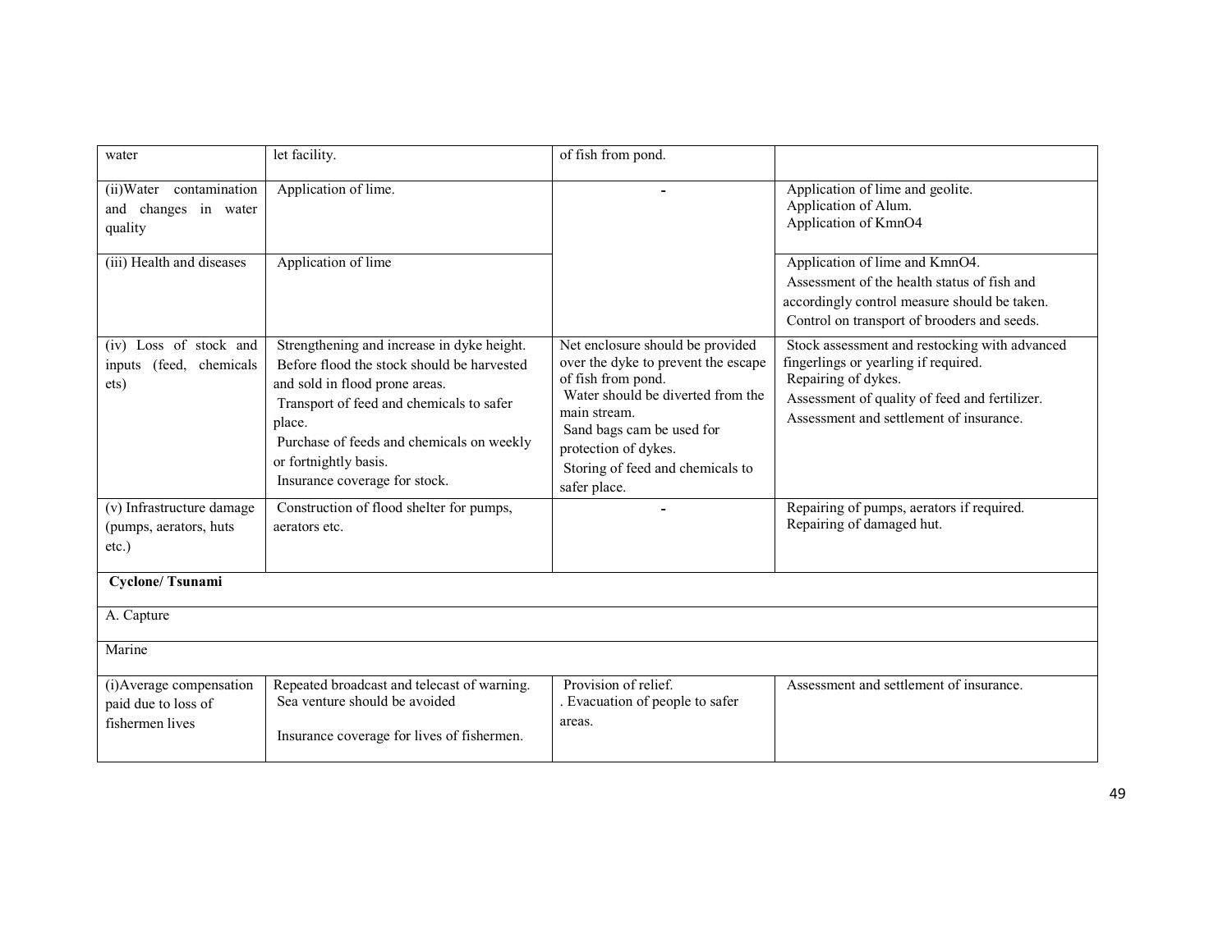| | | | |
|---|---|---|---|
| water | let facility. | of fish from pond. | |
| (ii)Water contamination and changes in water quality | Application of lime. | - | Application of lime and geolite.<br>Application of Alum.<br>Application of KmnO4 |
| (iii) Health and diseases | Application of lime | | Application of lime and KmnO4.<br>Assessment of the health status of fish and accordingly control measure should be taken.<br>Control on transport of brooders and seeds. |
| (iv) Loss of stock and inputs (feed, chemicals ets) | Strengthening and increase in dyke height.<br>Before flood the stock should be harvested and sold in flood prone areas.<br>Transport of feed and chemicals to safer place.<br>Purchase of feeds and chemicals on weekly or fortnightly basis.<br>Insurance coverage for stock. | Net enclosure should be provided over the dyke to prevent the escape of fish from pond.<br>Water should be diverted from the main stream.<br>Sand bags cam be used for protection of dykes.<br>Storing of feed and chemicals to safer place. | Stock assessment and restocking with advanced fingerlings or yearling if required.<br>Repairing of dykes.<br>Assessment of quality of feed and fertilizer.<br>Assessment and settlement of insurance. |
| (v) Infrastructure damage (pumps, aerators, huts etc.) | Construction of flood shelter for pumps, aerators etc. | - | Repairing of pumps, aerators if required.<br>Repairing of damaged hut. |
| **Cyclone/ Tsunami** | | | |
| A. Capture | | | |
| Marine | | | |
| (i)Average compensation paid due to loss of fishermen lives | Repeated broadcast and telecast of warning.<br>Sea venture should be avoided<br><br>Insurance coverage for lives of fishermen. | Provision of relief.<br>. Evacuation of people to safer areas. | Assessment and settlement of insurance. |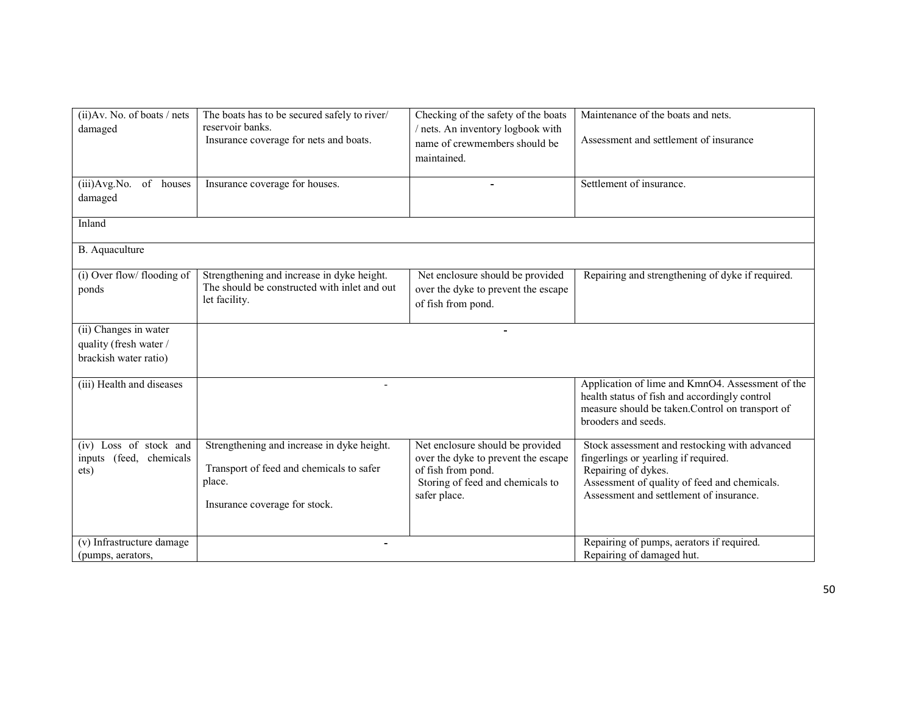| (ii)Av. No. of boats / nets damaged | The boats has to be secured safely to river/ reservoir banks. Insurance coverage for nets and boats. | Checking of the safety of the boats / nets. An inventory logbook with name of crewmembers should be maintained. | Maintenance of the boats and nets. Assessment and settlement of insurance |
|---|---|---|---|
| (iii)Avg.No. of houses damaged | Insurance coverage for houses. | - | Settlement of insurance. |
| Inland | | | |
| B. Aquaculture | | | |
| (i) Over flow/ flooding of ponds | Strengthening and increase in dyke height. The should be constructed with inlet and out let facility. | Net enclosure should be provided over the dyke to prevent the escape of fish from pond. | Repairing and strengthening of dyke if required. |
| (ii) Changes in water quality (fresh water / brackish water ratio) | - | | |
| (iii) Health and diseases | - | | Application of lime and $KmnO_4$. Assessment of the health status of fish and accordingly control measure should be taken.Control on transport of brooders and seeds. |
| (iv) Loss of stock and inputs (feed, chemicals ets) | Strengthening and increase in dyke height. Transport of feed and chemicals to safer place. Insurance coverage for stock. | Net enclosure should be provided over the dyke to prevent the escape of fish from pond. Storing of feed and chemicals to safer place. | Stock assessment and restocking with advanced fingerlings or yearling if required. Repairing of dykes. Assessment of quality of feed and chemicals. Assessment and settlement of insurance. |
| (v) Infrastructure damage (pumps, aerators, | - | | Repairing of pumps, aerators if required. Repairing of damaged hut. |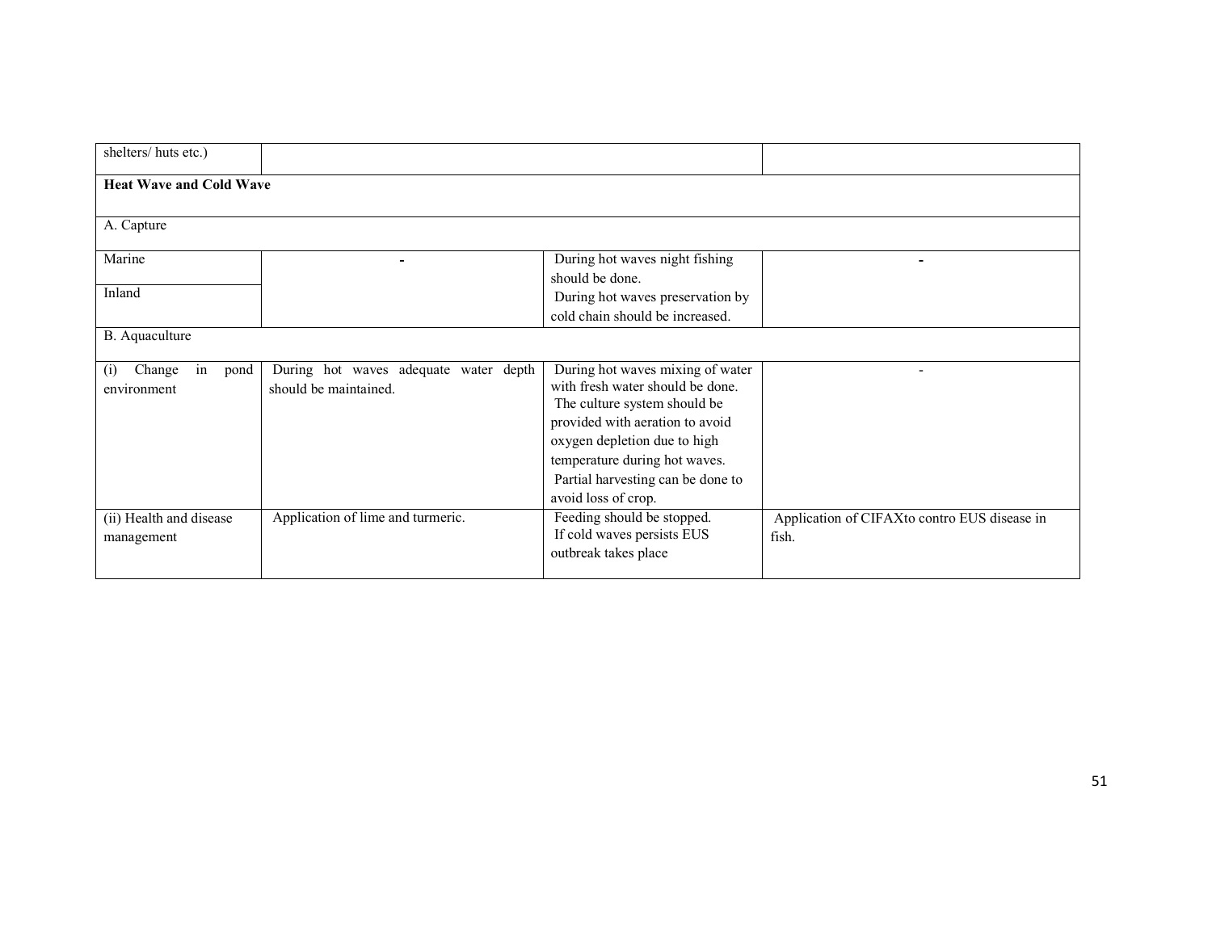| shelters/ huts etc.) | | | |
|---|---|---|---|
| **Heat Wave and Cold Wave** | | | |
| A. Capture | | | |
| Marine | - | During hot waves night fishing should be done. During hot waves preservation by cold chain should be increased. | - |
| Inland | | | |
| B. Aquaculture | | | |
| (i) Change in pond environment | During hot waves adequate water depth should be maintained. | During hot waves mixing of water with fresh water should be done. The culture system should be provided with aeration to avoid oxygen depletion due to high temperature during hot waves. Partial harvesting can be done to avoid loss of crop. | - |
| (ii) Health and disease management | Application of lime and turmeric. | Feeding should be stopped. If cold waves persists EUS outbreak takes place | Application of CIFAXto contro EUS disease in fish. |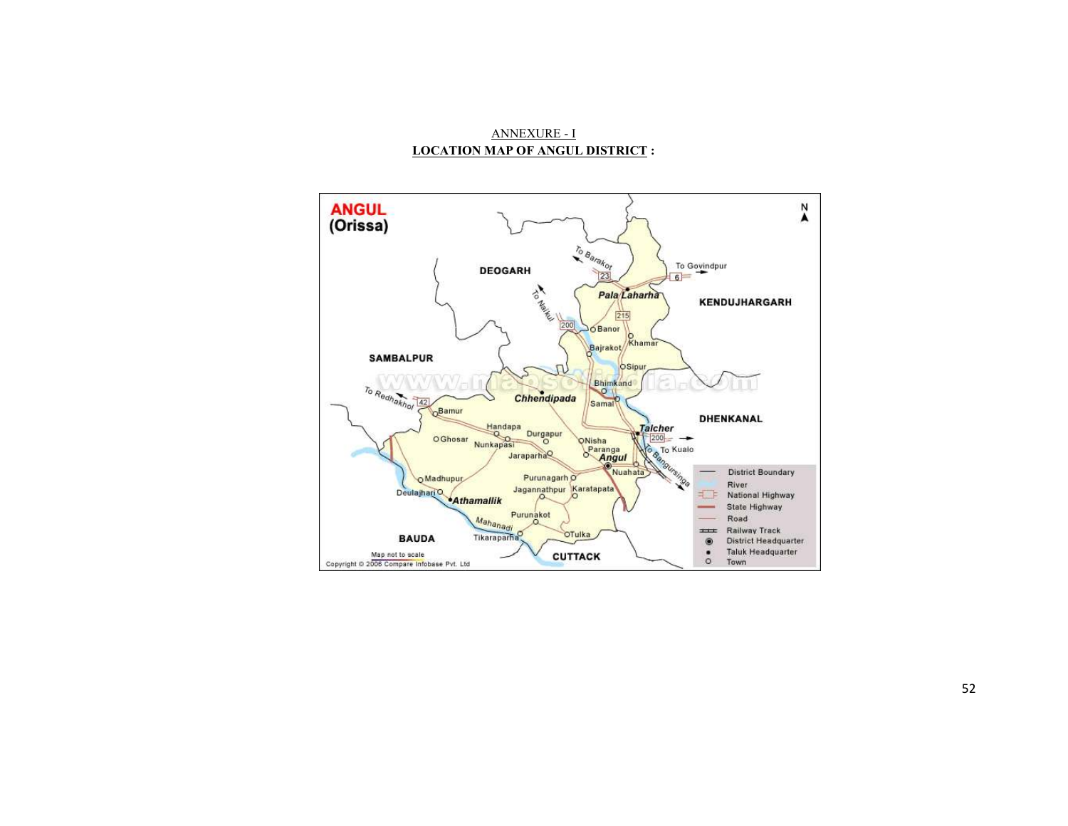ANNEXURE - I

**LOCATION MAP OF ANGUL DISTRICT :**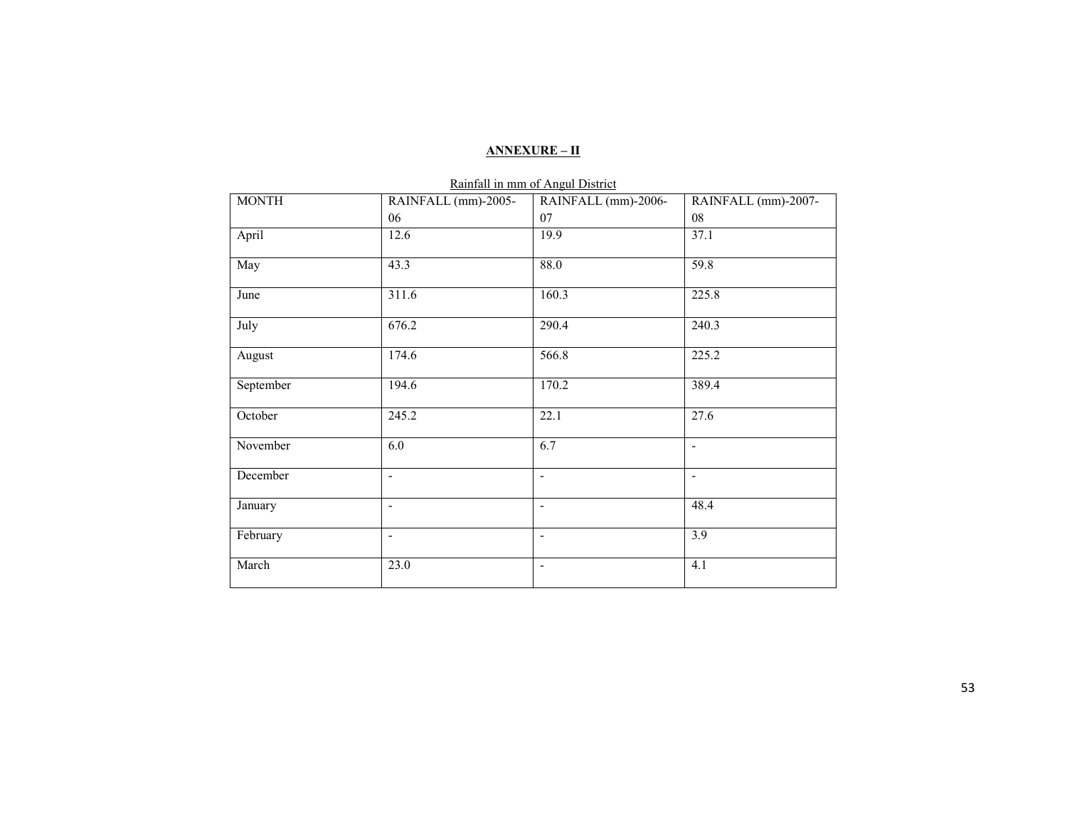**ANNEXURE – II**

Rainfall in mm of Angul District

| MONTH | RAINFALL (mm)-2005-06 | RAINFALL (mm)-2006-07 | RAINFALL (mm)-2007-08 |
|---|---|---|---|
| April | 12.6 | 19.9 | 37.1 |
| May | 43.3 | 88.0 | 59.8 |
| June | 311.6 | 160.3 | 225.8 |
| July | 676.2 | 290.4 | 240.3 |
| August | 174.6 | 566.8 | 225.2 |
| September | 194.6 | 170.2 | 389.4 |
| October | 245.2 | 22.1 | 27.6 |
| November | 6.0 | 6.7 | - |
| December | - | - | - |
| January | - | - | 48.4 |
| February | - | - | 3.9 |
| March | 23.0 | - | 4.1 |